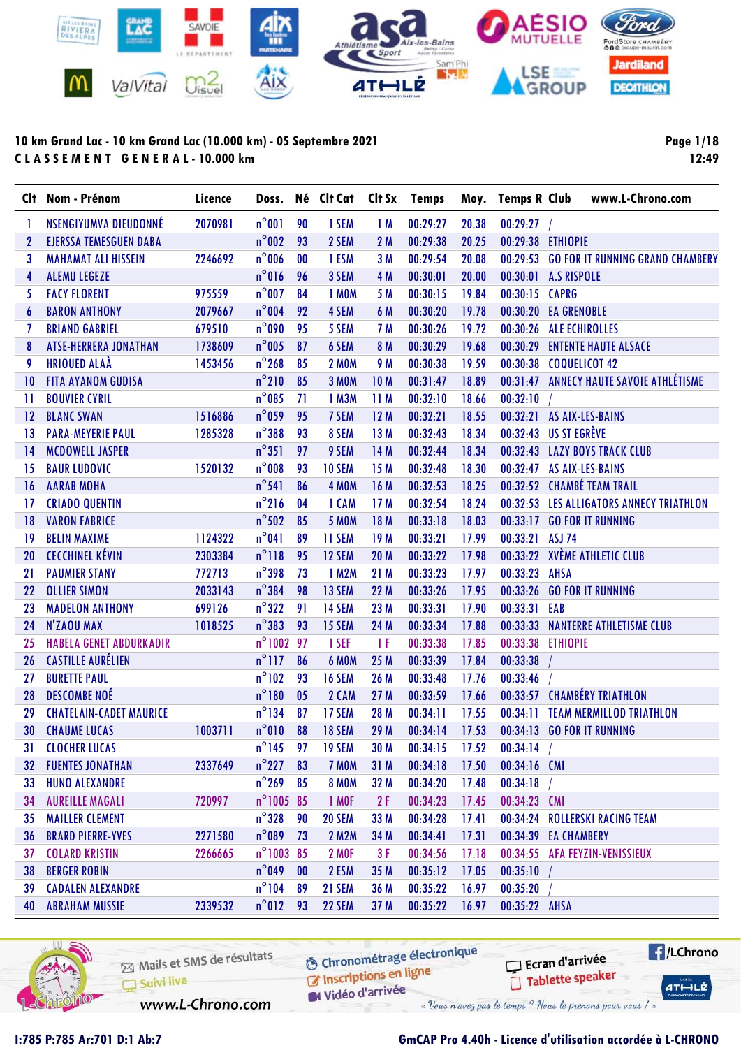**10 km Grand Lac - 10 km Grand Lac (10.000 km) - 05 Septembre 2021**

**C L A S S E M E N T   G E N E R A L - 10.000 km**

12:49

| Clt | Nom - Prénom | Licence | Doss. | Né | Clt Cat | Clt Sx | Temps | Moy. | Temps R | Club www.L-Chrono.com |
|---|---|---|---|---|---|---|---|---|---|---|
| 1 | NSENGIYUMVA DIEUDONNÉ | 2070981 | n°001 | 90 | 1 SEM | 1 M | 00:29:27 | 20.38 | 00:29:27 | / |
| 2 | EJERSSA TEMESGUEN DABA | | n°002 | 93 | 2 SEM | 2 M | 00:29:38 | 20.25 | 00:29:38 | ETHIOPIE |
| 3 | MAHAMAT ALI HISSEIN | 2246692 | n°006 | 00 | 1 ESM | 3 M | 00:29:54 | 20.08 | 00:29:53 | GO FOR IT RUNNING GRAND CHAMBERY |
| 4 | ALEMU LEGEZE | | n°016 | 96 | 3 SEM | 4 M | 00:30:01 | 20.00 | 00:30:01 | A.S RISPOLE |
| 5 | FACY FLORENT | 975559 | n°007 | 84 | 1 M0M | 5 M | 00:30:15 | 19.84 | 00:30:15 | CAPRG |
| 6 | BARON ANTHONY | 2079667 | n°004 | 92 | 4 SEM | 6 M | 00:30:20 | 19.78 | 00:30:20 | EA GRENOBLE |
| 7 | BRIAND GABRIEL | 679510 | n°090 | 95 | 5 SEM | 7 M | 00:30:26 | 19.72 | 00:30:26 | ALE ECHIROLLES |
| 8 | ATSE-HERRERA JONATHAN | 1738609 | n°005 | 87 | 6 SEM | 8 M | 00:30:29 | 19.68 | 00:30:29 | ENTENTE HAUTE ALSACE |
| 9 | HRIOUED ALAÀ | 1453456 | n°268 | 85 | 2 M0M | 9 M | 00:30:38 | 19.59 | 00:30:38 | COQUELICOT 42 |
| 10 | FITA AYANOM GUDISA | | n°210 | 85 | 3 M0M | 10 M | 00:31:47 | 18.89 | 00:31:47 | ANNECY HAUTE SAVOIE ATHLÉTISME |
| 11 | BOUVIER CYRIL | | n°085 | 71 | 1 M3M | 11 M | 00:32:10 | 18.66 | 00:32:10 | / |
| 12 | BLANC SWAN | 1516886 | n°059 | 95 | 7 SEM | 12 M | 00:32:21 | 18.55 | 00:32:21 | AS AIX-LES-BAINS |
| 13 | PARA-MEYERIE PAUL | 1285328 | n°388 | 93 | 8 SEM | 13 M | 00:32:43 | 18.34 | 00:32:43 | US ST EGRÈVE |
| 14 | MCDOWELL JASPER | | n°351 | 97 | 9 SEM | 14 M | 00:32:44 | 18.34 | 00:32:43 | LAZY BOYS TRACK CLUB |
| 15 | BAUR LUDOVIC | 1520132 | n°008 | 93 | 10 SEM | 15 M | 00:32:48 | 18.30 | 00:32:47 | AS AIX-LES-BAINS |
| 16 | AARAB MOHA | | n°541 | 86 | 4 M0M | 16 M | 00:32:53 | 18.25 | 00:32:52 | CHAMBÉ TEAM TRAIL |
| 17 | CRIADO QUENTIN | | n°216 | 04 | 1 CAM | 17 M | 00:32:54 | 18.24 | 00:32:53 | LES ALLIGATORS ANNECY TRIATHLON |
| 18 | VARON FABRICE | | n°502 | 85 | 5 M0M | 18 M | 00:33:18 | 18.03 | 00:33:17 | GO FOR IT RUNNING |
| 19 | BELIN MAXIME | 1124322 | n°041 | 89 | 11 SEM | 19 M | 00:33:21 | 17.99 | 00:33:21 | ASJ 74 |
| 20 | CECCHINEL KÉVIN | 2303384 | n°118 | 95 | 12 SEM | 20 M | 00:33:22 | 17.98 | 00:33:22 | XVÈME ATHLETIC CLUB |
| 21 | PAUMIER STANY | 772713 | n°398 | 73 | 1 M2M | 21 M | 00:33:23 | 17.97 | 00:33:23 | AHSA |
| 22 | OLLIER SIMON | 2033143 | n°384 | 98 | 13 SEM | 22 M | 00:33:26 | 17.95 | 00:33:26 | GO FOR IT RUNNING |
| 23 | MADELON ANTHONY | 699126 | n°322 | 91 | 14 SEM | 23 M | 00:33:31 | 17.90 | 00:33:31 | EAB |
| 24 | N'ZAOU MAX | 1018525 | n°383 | 93 | 15 SEM | 24 M | 00:33:34 | 17.88 | 00:33:33 | NANTERRE ATHLETISME CLUB |
| 25 | HABELA GENET ABDURKADIR | | n°1002 | 97 | 1 SEF | 1 F | 00:33:38 | 17.85 | 00:33:38 | ETHIOPIE |
| 26 | CASTILLE AURÉLIEN | | n°117 | 86 | 6 M0M | 25 M | 00:33:39 | 17.84 | 00:33:38 | / |
| 27 | BURETTE PAUL | | n°102 | 93 | 16 SEM | 26 M | 00:33:48 | 17.76 | 00:33:46 | / |
| 28 | DESCOMBE NOÉ | | n°180 | 05 | 2 CAM | 27 M | 00:33:59 | 17.66 | 00:33:57 | CHAMBÉRY TRIATHLON |
| 29 | CHATELAIN-CADET MAURICE | | n°134 | 87 | 17 SEM | 28 M | 00:34:11 | 17.55 | 00:34:11 | TEAM MERMILLOD TRIATHLON |
| 30 | CHAUME LUCAS | 1003711 | n°010 | 88 | 18 SEM | 29 M | 00:34:14 | 17.53 | 00:34:13 | GO FOR IT RUNNING |
| 31 | CLOCHER LUCAS | | n°145 | 97 | 19 SEM | 30 M | 00:34:15 | 17.52 | 00:34:14 | / |
| 32 | FUENTES JONATHAN | 2337649 | n°227 | 83 | 7 M0M | 31 M | 00:34:18 | 17.50 | 00:34:16 | CMI |
| 33 | HUNO ALEXANDRE | | n°269 | 85 | 8 M0M | 32 M | 00:34:20 | 17.48 | 00:34:18 | / |
| 34 | AUREILLE MAGALI | 720997 | n°1005 | 85 | 1 M0F | 2 F | 00:34:23 | 17.45 | 00:34:23 | CMI |
| 35 | MAILLER CLEMENT | | n°328 | 90 | 20 SEM | 33 M | 00:34:28 | 17.41 | 00:34:24 | ROLLERSKI RACING TEAM |
| 36 | BRARD PIERRE-YVES | 2271580 | n°089 | 73 | 2 M2M | 34 M | 00:34:41 | 17.31 | 00:34:39 | EA CHAMBERY |
| 37 | COLARD KRISTIN | 2266665 | n°1003 | 85 | 2 M0F | 3 F | 00:34:56 | 17.18 | 00:34:55 | AFA FEYZIN-VENISSIEUX |
| 38 | BERGER ROBIN | | n°049 | 00 | 2 ESM | 35 M | 00:35:12 | 17.05 | 00:35:10 | / |
| 39 | CADALEN ALEXANDRE | | n°104 | 89 | 21 SEM | 36 M | 00:35:22 | 16.97 | 00:35:20 | / |
| 40 | ABRAHAM MUSSIE | 2339532 | n°012 | 93 | 22 SEM | 37 M | 00:35:22 | 16.97 | 00:35:22 | AHSA |

I:785 P:785 Ar:701 D:1 Ab:7

GmCAP Pro 4.40h - Licence d'utilisation accordée à L-CHRONO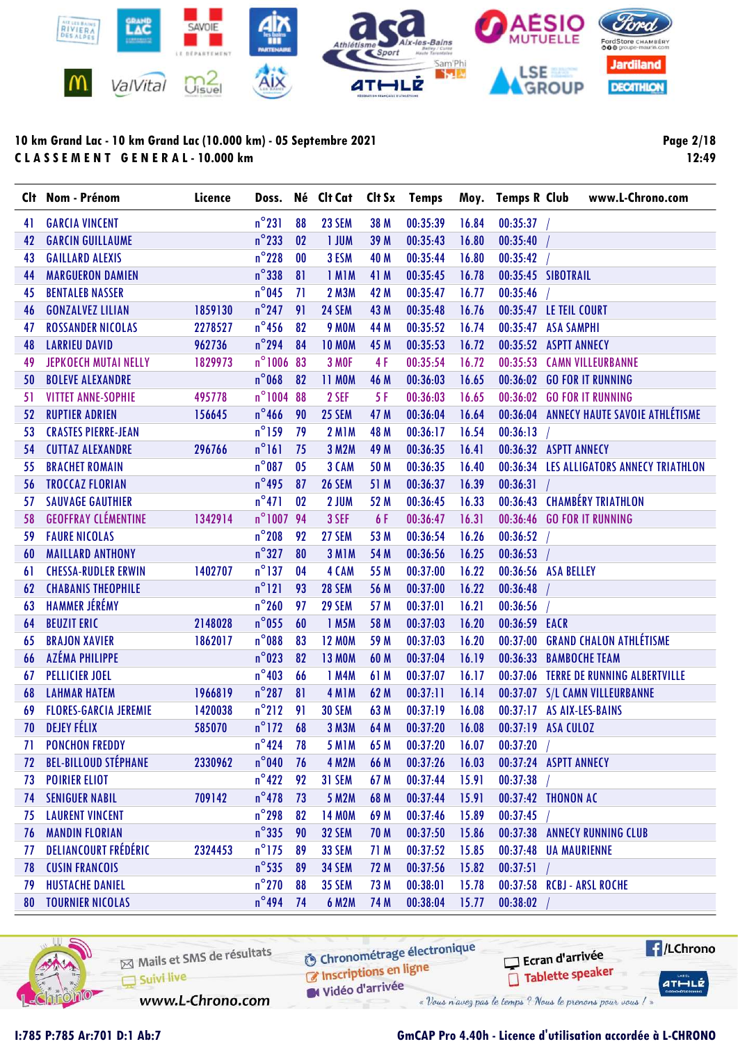**10 km Grand Lac - 10 km Grand Lac (10.000 km) - 05 Septembre 2021**
**CLASSEMENT GENERAL - 10.000 km**

12:49

| Clt | Nom - Prénom | Licence | Doss. | Né | Clt Cat | Clt Sx | Temps | Moy. | Temps R | Club www.L-Chrono.com |
|---|---|---|---|---|---|---|---|---|---|---|
| 41 | GARCIA VINCENT | | n°231 | 88 | 23 SEM | 38 M | 00:35:39 | 16.84 | 00:35:37 | / |
| 42 | GARCIN GUILLAUME | | n°233 | 02 | 1 JUM | 39 M | 00:35:43 | 16.80 | 00:35:40 | / |
| 43 | GAILLARD ALEXIS | | n°228 | 00 | 3 ESM | 40 M | 00:35:44 | 16.80 | 00:35:42 | / |
| 44 | MARGUERON DAMIEN | | n°338 | 81 | 1 M1M | 41 M | 00:35:45 | 16.78 | 00:35:45 | SIBOTRAIL |
| 45 | BENTALEB NASSER | | n°045 | 71 | 2 M3M | 42 M | 00:35:47 | 16.77 | 00:35:46 | / |
| 46 | GONZALVEZ LILIAN | 1859130 | n°247 | 91 | 24 SEM | 43 M | 00:35:48 | 16.76 | 00:35:47 | LE TEIL COURT |
| 47 | ROSSANDER NICOLAS | 2278527 | n°456 | 82 | 9 M0M | 44 M | 00:35:52 | 16.74 | 00:35:47 | ASA SAMPHI |
| 48 | LARRIEU DAVID | 962736 | n°294 | 84 | 10 M0M | 45 M | 00:35:53 | 16.72 | 00:35:52 | ASPTT ANNECY |
| 49 | JEPKOECH MUTAI NELLY | 1829973 | n°1006 | 83 | 3 M0F | 4 F | 00:35:54 | 16.72 | 00:35:53 | CAMN VILLEURBANNE |
| 50 | BOLEVE ALEXANDRE | | n°068 | 82 | 11 M0M | 46 M | 00:36:03 | 16.65 | 00:36:02 | GO FOR IT RUNNING |
| 51 | VITTET ANNE-SOPHIE | 495778 | n°1004 | 88 | 2 SEF | 5 F | 00:36:03 | 16.65 | 00:36:02 | GO FOR IT RUNNING |
| 52 | RUPTIER ADRIEN | 156645 | n°466 | 90 | 25 SEM | 47 M | 00:36:04 | 16.64 | 00:36:04 | ANNECY HAUTE SAVOIE ATHLÉTISME |
| 53 | CRASTES PIERRE-JEAN | | n°159 | 79 | 2 M1M | 48 M | 00:36:17 | 16.54 | 00:36:13 | / |
| 54 | CUTTAZ ALEXANDRE | 296766 | n°161 | 75 | 3 M2M | 49 M | 00:36:35 | 16.41 | 00:36:32 | ASPTT ANNECY |
| 55 | BRACHET ROMAIN | | n°087 | 05 | 3 CAM | 50 M | 00:36:35 | 16.40 | 00:36:34 | LES ALLIGATORS ANNECY TRIATHLON |
| 56 | TROCCAZ FLORIAN | | n°495 | 87 | 26 SEM | 51 M | 00:36:37 | 16.39 | 00:36:31 | / |
| 57 | SAUVAGE GAUTHIER | | n°471 | 02 | 2 JUM | 52 M | 00:36:45 | 16.33 | 00:36:43 | CHAMBÉRY TRIATHLON |
| 58 | GEOFFRAY CLÉMENTINE | 1342914 | n°1007 | 94 | 3 SEF | 6 F | 00:36:47 | 16.31 | 00:36:46 | GO FOR IT RUNNING |
| 59 | FAURE NICOLAS | | n°208 | 92 | 27 SEM | 53 M | 00:36:54 | 16.26 | 00:36:52 | / |
| 60 | MAILLARD ANTHONY | | n°327 | 80 | 3 M1M | 54 M | 00:36:56 | 16.25 | 00:36:53 | / |
| 61 | CHESSA-RUDLER ERWIN | 1402707 | n°137 | 04 | 4 CAM | 55 M | 00:37:00 | 16.22 | 00:36:56 | ASA BELLEY |
| 62 | CHABANIS THEOPHILE | | n°121 | 93 | 28 SEM | 56 M | 00:37:00 | 16.22 | 00:36:48 | / |
| 63 | HAMMER JÉRÉMY | | n°260 | 97 | 29 SEM | 57 M | 00:37:01 | 16.21 | 00:36:56 | / |
| 64 | BEUZIT ERIC | 2148028 | n°055 | 60 | 1 M5M | 58 M | 00:37:03 | 16.20 | 00:36:59 | EACR |
| 65 | BRAJON XAVIER | 1862017 | n°088 | 83 | 12 M0M | 59 M | 00:37:03 | 16.20 | 00:37:00 | GRAND CHALON ATHLÉTISME |
| 66 | AZÉMA PHILIPPE | | n°023 | 82 | 13 M0M | 60 M | 00:37:04 | 16.19 | 00:36:33 | BAMBOCHE TEAM |
| 67 | PELLICIER JOEL | | n°403 | 66 | 1 M4M | 61 M | 00:37:07 | 16.17 | 00:37:06 | TERRE DE RUNNING ALBERTVILLE |
| 68 | LAHMAR HATEM | 1966819 | n°287 | 81 | 4 M1M | 62 M | 00:37:11 | 16.14 | 00:37:07 | S/L CAMN VILLEURBANNE |
| 69 | FLORES-GARCIA JEREMIE | 1420038 | n°212 | 91 | 30 SEM | 63 M | 00:37:19 | 16.08 | 00:37:17 | AS AIX-LES-BAINS |
| 70 | DEJEY FÉLIX | 585070 | n°172 | 68 | 3 M3M | 64 M | 00:37:20 | 16.08 | 00:37:19 | ASA CULOZ |
| 71 | PONCHON FREDDY | | n°424 | 78 | 5 M1M | 65 M | 00:37:20 | 16.07 | 00:37:20 | / |
| 72 | BEL-BILLOUD STÉPHANE | 2330962 | n°040 | 76 | 4 M2M | 66 M | 00:37:26 | 16.03 | 00:37:24 | ASPTT ANNECY |
| 73 | POIRIER ELIOT | | n°422 | 92 | 31 SEM | 67 M | 00:37:44 | 15.91 | 00:37:38 | / |
| 74 | SENIGUER NABIL | 709142 | n°478 | 73 | 5 M2M | 68 M | 00:37:44 | 15.91 | 00:37:42 | THONON AC |
| 75 | LAURENT VINCENT | | n°298 | 82 | 14 M0M | 69 M | 00:37:46 | 15.89 | 00:37:45 | / |
| 76 | MANDIN FLORIAN | | n°335 | 90 | 32 SEM | 70 M | 00:37:50 | 15.86 | 00:37:38 | ANNECY RUNNING CLUB |
| 77 | DELIANCOURT FRÉDÉRIC | 2324453 | n°175 | 89 | 33 SEM | 71 M | 00:37:52 | 15.85 | 00:37:48 | UA MAURIENNE |
| 78 | CUSIN FRANCOIS | | n°535 | 89 | 34 SEM | 72 M | 00:37:56 | 15.82 | 00:37:51 | / |
| 79 | HUSTACHE DANIEL | | n°270 | 88 | 35 SEM | 73 M | 00:38:01 | 15.78 | 00:37:58 | RCBJ - ARSL ROCHE |
| 80 | TOURNIER NICOLAS | | n°494 | 74 | 6 M2M | 74 M | 00:38:04 | 15.77 | 00:38:02 | / |

I:785 P:785 Ar:701 D:1 Ab:7

GmCAP Pro 4.40h - Licence d'utilisation accordée à L-CHRONO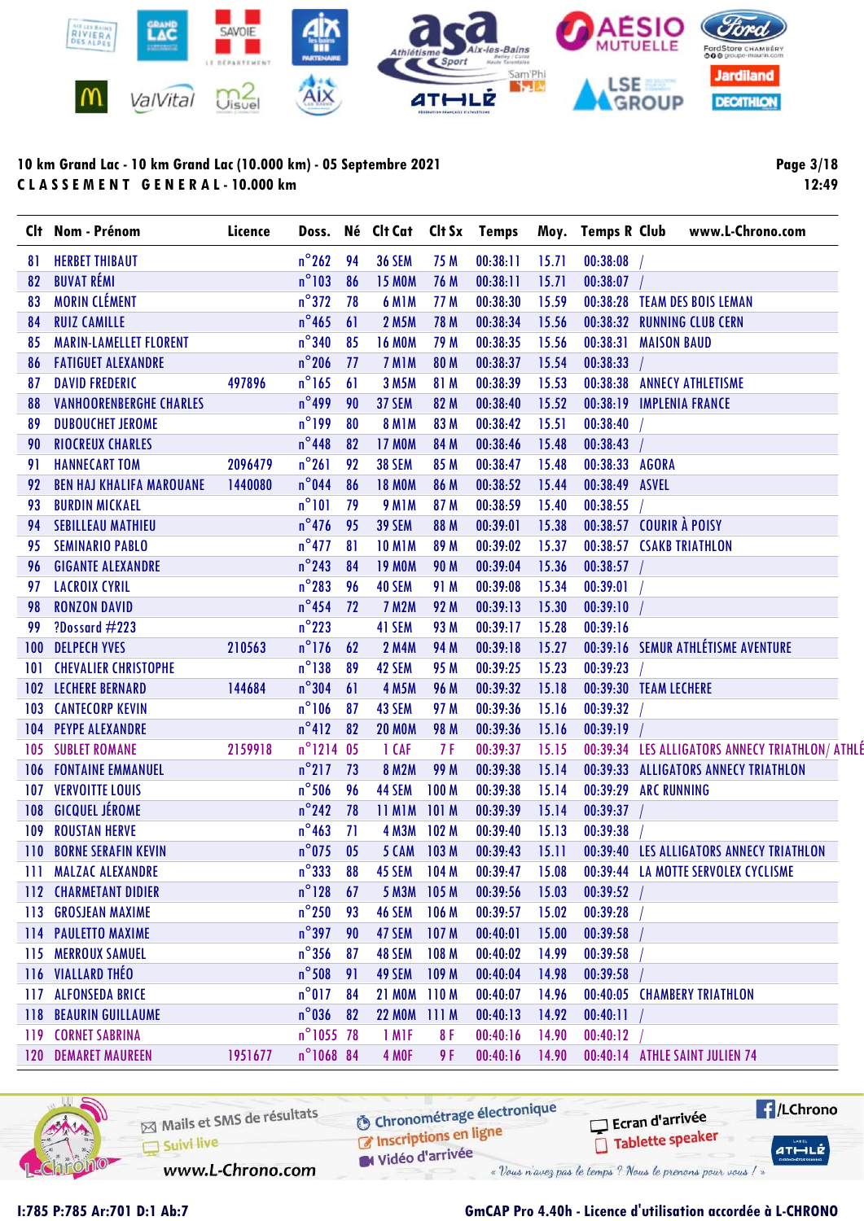**10 km Grand Lac - 10 km Grand Lac (10.000 km) - 05 Septembre 2021**
**CLASSEMENT GENERAL - 10.000 km**

| Clt | Nom - Prénom | Licence | Doss. | Né | Clt Cat | Clt Sx | Temps | Moy. | Temps R | Club www.L-Chrono.com |
|---|---|---|---|---|---|---|---|---|---|---|
| 81 | HERBET THIBAUT | | n°262 | 94 | 36 SEM | 75 M | 00:38:11 | 15.71 | 00:38:08 | / |
| 82 | BUVAT RÉMI | | n°103 | 86 | 15 M0M | 76 M | 00:38:11 | 15.71 | 00:38:07 | / |
| 83 | MORIN CLÉMENT | | n°372 | 78 | 6 M1M | 77 M | 00:38:30 | 15.59 | 00:38:28 | TEAM DES BOIS LEMAN |
| 84 | RUIZ CAMILLE | | n°465 | 61 | 2 M5M | 78 M | 00:38:34 | 15.56 | 00:38:32 | RUNNING CLUB CERN |
| 85 | MARIN-LAMELLET FLORENT | | n°340 | 85 | 16 M0M | 79 M | 00:38:35 | 15.56 | 00:38:31 | MAISON BAUD |
| 86 | FATIGUET ALEXANDRE | | n°206 | 77 | 7 M1M | 80 M | 00:38:37 | 15.54 | 00:38:33 | / |
| 87 | DAVID FREDERIC | 497896 | n°165 | 61 | 3 M5M | 81 M | 00:38:39 | 15.53 | 00:38:38 | ANNECY ATHLETISME |
| 88 | VANHOORENBERGHE CHARLES | | n°499 | 90 | 37 SEM | 82 M | 00:38:40 | 15.52 | 00:38:19 | IMPLENIA FRANCE |
| 89 | DUBOUCHET JEROME | | n°199 | 80 | 8 M1M | 83 M | 00:38:42 | 15.51 | 00:38:40 | / |
| 90 | RIOCREUX CHARLES | | n°448 | 82 | 17 M0M | 84 M | 00:38:46 | 15.48 | 00:38:43 | / |
| 91 | HANNECART TOM | 2096479 | n°261 | 92 | 38 SEM | 85 M | 00:38:47 | 15.48 | 00:38:33 | AGORA |
| 92 | BEN HAJ KHALIFA MAROUANE | 1440080 | n°044 | 86 | 18 M0M | 86 M | 00:38:52 | 15.44 | 00:38:49 | ASVEL |
| 93 | BURDIN MICKAEL | | n°101 | 79 | 9 M1M | 87 M | 00:38:59 | 15.40 | 00:38:55 | / |
| 94 | SEBILLEAU MATHIEU | | n°476 | 95 | 39 SEM | 88 M | 00:39:01 | 15.38 | 00:38:57 | COURIR À POISY |
| 95 | SEMINARIO PABLO | | n°477 | 81 | 10 M1M | 89 M | 00:39:02 | 15.37 | 00:38:57 | CSAKB TRIATHLON |
| 96 | GIGANTE ALEXANDRE | | n°243 | 84 | 19 M0M | 90 M | 00:39:04 | 15.36 | 00:38:57 | / |
| 97 | LACROIX CYRIL | | n°283 | 96 | 40 SEM | 91 M | 00:39:08 | 15.34 | 00:39:01 | / |
| 98 | RONZON DAVID | | n°454 | 72 | 7 M2M | 92 M | 00:39:13 | 15.30 | 00:39:10 | / |
| 99 | ?Dossard #223 | | n°223 | | 41 SEM | 93 M | 00:39:17 | 15.28 | 00:39:16 | |
| 100 | DELPECH YVES | 210563 | n°176 | 62 | 2 M4M | 94 M | 00:39:18 | 15.27 | 00:39:16 | SEMUR ATHLÉTISME AVENTURE |
| 101 | CHEVALIER CHRISTOPHE | | n°138 | 89 | 42 SEM | 95 M | 00:39:25 | 15.23 | 00:39:23 | / |
| 102 | LECHERE BERNARD | 144684 | n°304 | 61 | 4 M5M | 96 M | 00:39:32 | 15.18 | 00:39:30 | TEAM LECHERE |
| 103 | CANTECORP KEVIN | | n°106 | 87 | 43 SEM | 97 M | 00:39:36 | 15.16 | 00:39:32 | / |
| 104 | PEYPE ALEXANDRE | | n°412 | 82 | 20 M0M | 98 M | 00:39:36 | 15.16 | 00:39:19 | / |
| 105 | SUBLET ROMANE | 2159918 | n°1214 | 05 | 1 CAF | 7 F | 00:39:37 | 15.15 | 00:39:34 | LES ALLIGATORS ANNECY TRIATHLON/ ATHLÉ |
| 106 | FONTAINE EMMANUEL | | n°217 | 73 | 8 M2M | 99 M | 00:39:38 | 15.14 | 00:39:33 | ALLIGATORS ANNECY TRIATHLON |
| 107 | VERVOITTE LOUIS | | n°506 | 96 | 44 SEM | 100 M | 00:39:38 | 15.14 | 00:39:29 | ARC RUNNING |
| 108 | GICQUEL JÉROME | | n°242 | 78 | 11 M1M | 101 M | 00:39:39 | 15.14 | 00:39:37 | / |
| 109 | ROUSTAN HERVE | | n°463 | 71 | 4 M3M | 102 M | 00:39:40 | 15.13 | 00:39:38 | / |
| 110 | BORNE SERAFIN KEVIN | | n°075 | 05 | 5 CAM | 103 M | 00:39:43 | 15.11 | 00:39:40 | LES ALLIGATORS ANNECY TRIATHLON |
| 111 | MALZAC ALEXANDRE | | n°333 | 88 | 45 SEM | 104 M | 00:39:47 | 15.08 | 00:39:44 | LA MOTTE SERVOLEX CYCLISME |
| 112 | CHARMETANT DIDIER | | n°128 | 67 | 5 M3M | 105 M | 00:39:56 | 15.03 | 00:39:52 | / |
| 113 | GROSJEAN MAXIME | | n°250 | 93 | 46 SEM | 106 M | 00:39:57 | 15.02 | 00:39:28 | / |
| 114 | PAULETTO MAXIME | | n°397 | 90 | 47 SEM | 107 M | 00:40:01 | 15.00 | 00:39:58 | / |
| 115 | MERROUX SAMUEL | | n°356 | 87 | 48 SEM | 108 M | 00:40:02 | 14.99 | 00:39:58 | / |
| 116 | VIALLARD THÉO | | n°508 | 91 | 49 SEM | 109 M | 00:40:04 | 14.98 | 00:39:58 | / |
| 117 | ALFONSEDA BRICE | | n°017 | 84 | 21 M0M | 110 M | 00:40:07 | 14.96 | 00:40:05 | CHAMBERY TRIATHLON |
| 118 | BEAURIN GUILLAUME | | n°036 | 82 | 22 M0M | 111 M | 00:40:13 | 14.92 | 00:40:11 | / |
| 119 | CORNET SABRINA | | n°1055 | 78 | 1 M1F | 8 F | 00:40:16 | 14.90 | 00:40:12 | / |
| 120 | DEMARET MAUREEN | 1951677 | n°1068 | 84 | 4 M0F | 9 F | 00:40:16 | 14.90 | 00:40:14 | ATHLE SAINT JULIEN 74 |

I:785 P:785 Ar:701 D:1 Ab:7

GmCAP Pro 4.40h - Licence d'utilisation accordée à L-CHRONO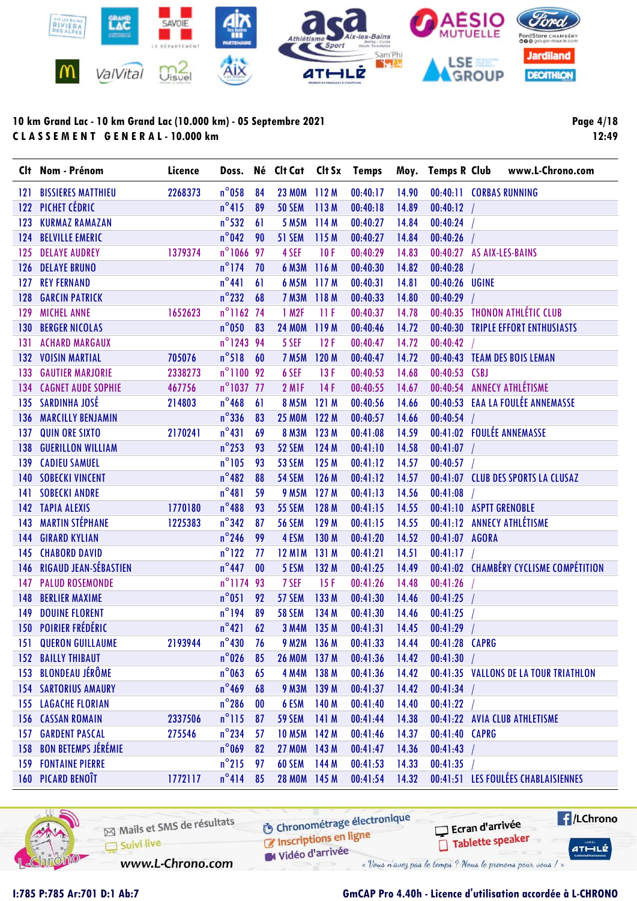**10 km Grand Lac - 10 km Grand Lac (10.000 km) - 05 Septembre 2021**

**C L A S S E M E N T   G E N E R A L - 10.000 km**

| Clt | Nom - Prénom | Licence | Doss. | Né | Clt Cat | Clt Sx | Temps | Moy. | Temps R | Club www.L-Chrono.com |
|---|---|---|---|---|---|---|---|---|---|---|
| 121 | BISSIERES MATTHIEU | 2268373 | n°058 | 84 | 23 M0M | 112 M | 00:40:17 | 14.90 | 00:40:11 | CORBAS RUNNING |
| 122 | PICHET CÉDRIC | | n°415 | 89 | 50 SEM | 113 M | 00:40:18 | 14.89 | 00:40:12 | / |
| 123 | KURMAZ RAMAZAN | | n°532 | 61 | 5 M5M | 114 M | 00:40:27 | 14.84 | 00:40:24 | / |
| 124 | BELVILLE EMERIC | | n°042 | 90 | 51 SEM | 115 M | 00:40:27 | 14.84 | 00:40:26 | / |
| 125 | DELAYE AUDREY | 1379374 | n°1066 | 97 | 4 SEF | 10 F | 00:40:29 | 14.83 | 00:40:27 | AS AIX-LES-BAINS |
| 126 | DELAYE BRUNO | | n°174 | 70 | 6 M3M | 116 M | 00:40:30 | 14.82 | 00:40:28 | / |
| 127 | REY FERNAND | | n°441 | 61 | 6 M5M | 117 M | 00:40:31 | 14.81 | 00:40:26 | UGINE |
| 128 | GARCIN PATRICK | | n°232 | 68 | 7 M3M | 118 M | 00:40:33 | 14.80 | 00:40:29 | / |
| 129 | MICHEL ANNE | 1652623 | n°1162 | 74 | 1 M2F | 11 F | 00:40:37 | 14.78 | 00:40:35 | THONON ATHLÉTIC CLUB |
| 130 | BERGER NICOLAS | | n°050 | 83 | 24 M0M | 119 M | 00:40:46 | 14.72 | 00:40:30 | TRIPLE EFFORT ENTHUSIASTS |
| 131 | ACHARD MARGAUX | | n°1243 | 94 | 5 SEF | 12 F | 00:40:47 | 14.72 | 00:40:42 | / |
| 132 | VOISIN MARTIAL | 705076 | n°518 | 60 | 7 M5M | 120 M | 00:40:47 | 14.72 | 00:40:43 | TEAM DES BOIS LEMAN |
| 133 | GAUTIER MARJORIE | 2338273 | n°1100 | 92 | 6 SEF | 13 F | 00:40:53 | 14.68 | 00:40:53 | CSBJ |
| 134 | CAGNET AUDE SOPHIE | 467756 | n°1037 | 77 | 2 M1F | 14 F | 00:40:55 | 14.67 | 00:40:54 | ANNECY ATHLÉTISME |
| 135 | SARDINHA JOSÉ | 214803 | n°468 | 61 | 8 M5M | 121 M | 00:40:56 | 14.66 | 00:40:53 | EAA LA FOULÉE ANNEMASSE |
| 136 | MARCILLY BENJAMIN | | n°336 | 83 | 25 M0M | 122 M | 00:40:57 | 14.66 | 00:40:54 | / |
| 137 | QUIN ORE SIXTO | 2170241 | n°431 | 69 | 8 M3M | 123 M | 00:41:08 | 14.59 | 00:41:02 | FOULÉE ANNEMASSE |
| 138 | GUERILLON WILLIAM | | n°253 | 93 | 52 SEM | 124 M | 00:41:10 | 14.58 | 00:41:07 | / |
| 139 | CADIEU SAMUEL | | n°105 | 93 | 53 SEM | 125 M | 00:41:12 | 14.57 | 00:40:57 | / |
| 140 | SOBECKI VINCENT | | n°482 | 88 | 54 SEM | 126 M | 00:41:12 | 14.57 | 00:41:07 | CLUB DES SPORTS LA CLUSAZ |
| 141 | SOBECKI ANDRE | | n°481 | 59 | 9 M5M | 127 M | 00:41:13 | 14.56 | 00:41:08 | / |
| 142 | TAPIA ALEXIS | 1770180 | n°488 | 93 | 55 SEM | 128 M | 00:41:15 | 14.55 | 00:41:10 | ASPTT GRENOBLE |
| 143 | MARTIN STÉPHANE | 1225383 | n°342 | 87 | 56 SEM | 129 M | 00:41:15 | 14.55 | 00:41:12 | ANNECY ATHLÉTISME |
| 144 | GIRARD KYLIAN | | n°246 | 99 | 4 ESM | 130 M | 00:41:20 | 14.52 | 00:41:07 | AGORA |
| 145 | CHABORD DAVID | | n°122 | 77 | 12 M1M | 131 M | 00:41:21 | 14.51 | 00:41:17 | / |
| 146 | RIGAUD JEAN-SÉBASTIEN | | n°447 | 00 | 5 ESM | 132 M | 00:41:25 | 14.49 | 00:41:02 | CHAMBÉRY CYCLISME COMPÉTITION |
| 147 | PALUD ROSEMONDE | | n°1174 | 93 | 7 SEF | 15 F | 00:41:26 | 14.48 | 00:41:26 | / |
| 148 | BERLIER MAXIME | | n°051 | 92 | 57 SEM | 133 M | 00:41:30 | 14.46 | 00:41:25 | / |
| 149 | DOUINE FLORENT | | n°194 | 89 | 58 SEM | 134 M | 00:41:30 | 14.46 | 00:41:25 | / |
| 150 | POIRIER FRÉDÉRIC | | n°421 | 62 | 3 M4M | 135 M | 00:41:31 | 14.45 | 00:41:29 | / |
| 151 | QUERON GUILLAUME | 2193944 | n°430 | 76 | 9 M2M | 136 M | 00:41:33 | 14.44 | 00:41:28 | CAPRG |
| 152 | BAILLY THIBAUT | | n°026 | 85 | 26 M0M | 137 M | 00:41:36 | 14.42 | 00:41:30 | / |
| 153 | BLONDEAU JÉRÔME | | n°063 | 65 | 4 M4M | 138 M | 00:41:36 | 14.42 | 00:41:35 | VALLONS DE LA TOUR TRIATHLON |
| 154 | SARTORIUS AMAURY | | n°469 | 68 | 9 M3M | 139 M | 00:41:37 | 14.42 | 00:41:34 | / |
| 155 | LAGACHE FLORIAN | | n°286 | 00 | 6 ESM | 140 M | 00:41:40 | 14.40 | 00:41:22 | / |
| 156 | CASSAN ROMAIN | 2337506 | n°115 | 87 | 59 SEM | 141 M | 00:41:44 | 14.38 | 00:41:22 | AVIA CLUB ATHLETISME |
| 157 | GARDENT PASCAL | 275546 | n°234 | 57 | 10 M5M | 142 M | 00:41:46 | 14.37 | 00:41:40 | CAPRG |
| 158 | BON BETEMPS JÉRÉMIE | | n°069 | 82 | 27 M0M | 143 M | 00:41:47 | 14.36 | 00:41:43 | / |
| 159 | FONTAINE PIERRE | | n°215 | 97 | 60 SEM | 144 M | 00:41:53 | 14.33 | 00:41:35 | / |
| 160 | PICARD BENOÎT | 1772117 | n°414 | 85 | 28 M0M | 145 M | 00:41:54 | 14.32 | 00:41:51 | LES FOULÉES CHABLAISIENNES |

I:785 P:785 Ar:701 D:1 Ab:7

GmCAP Pro 4.40h - Licence d'utilisation accordée à L-CHRONO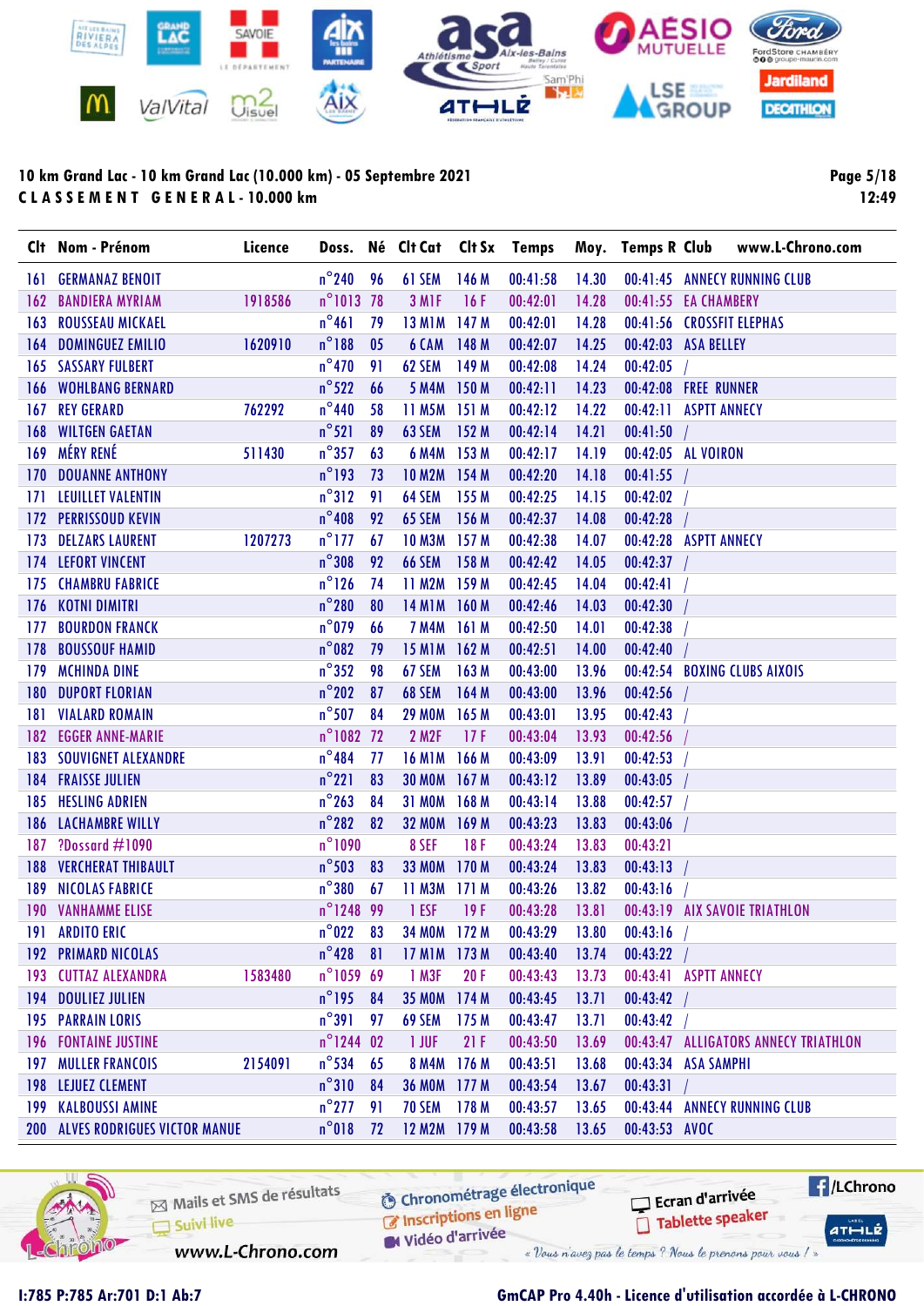**10 km Grand Lac - 10 km Grand Lac (10.000 km) - 05 Septembre 2021**

**C L A S S E M E N T   G E N E R A L - 10.000 km**

12:49

| Clt | Nom - Prénom | Licence | Doss. | Né | Clt Cat | Clt Sx | Temps | Moy. | Temps R | Club |
|---|---|---|---|---|---|---|---|---|---|---|
| 161 | GERMANAZ BENOIT | | n°240 | 96 | 61 SEM | 146 M | 00:41:58 | 14.30 | 00:41:45 | ANNECY RUNNING CLUB |
| 162 | BANDIERA MYRIAM | 1918586 | n°1013 | 78 | 3 M1F | 16 F | 00:42:01 | 14.28 | 00:41:55 | EA CHAMBERY |
| 163 | ROUSSEAU MICKAEL | | n°461 | 79 | 13 M1M | 147 M | 00:42:01 | 14.28 | 00:41:56 | CROSSFIT ELEPHAS |
| 164 | DOMINGUEZ EMILIO | 1620910 | n°188 | 05 | 6 CAM | 148 M | 00:42:07 | 14.25 | 00:42:03 | ASA BELLEY |
| 165 | SASSARY FULBERT | | n°470 | 91 | 62 SEM | 149 M | 00:42:08 | 14.24 | 00:42:05 | / |
| 166 | WOHLBANG BERNARD | | n°522 | 66 | 5 M4M | 150 M | 00:42:11 | 14.23 | 00:42:08 | FREE RUNNER |
| 167 | REY GERARD | 762292 | n°440 | 58 | 11 M5M | 151 M | 00:42:12 | 14.22 | 00:42:11 | ASPTT ANNECY |
| 168 | WILTGEN GAETAN | | n°521 | 89 | 63 SEM | 152 M | 00:42:14 | 14.21 | 00:41:50 | / |
| 169 | MÉRY RENÉ | 511430 | n°357 | 63 | 6 M4M | 153 M | 00:42:17 | 14.19 | 00:42:05 | AL VOIRON |
| 170 | DOUANNE ANTHONY | | n°193 | 73 | 10 M2M | 154 M | 00:42:20 | 14.18 | 00:41:55 | / |
| 171 | LEUILLET VALENTIN | | n°312 | 91 | 64 SEM | 155 M | 00:42:25 | 14.15 | 00:42:02 | / |
| 172 | PERRISSOUD KEVIN | | n°408 | 92 | 65 SEM | 156 M | 00:42:37 | 14.08 | 00:42:28 | / |
| 173 | DELZARS LAURENT | 1207273 | n°177 | 67 | 10 M3M | 157 M | 00:42:38 | 14.07 | 00:42:28 | ASPTT ANNECY |
| 174 | LEFORT VINCENT | | n°308 | 92 | 66 SEM | 158 M | 00:42:42 | 14.05 | 00:42:37 | / |
| 175 | CHAMBRU FABRICE | | n°126 | 74 | 11 M2M | 159 M | 00:42:45 | 14.04 | 00:42:41 | / |
| 176 | KOTNI DIMITRI | | n°280 | 80 | 14 M1M | 160 M | 00:42:46 | 14.03 | 00:42:30 | / |
| 177 | BOURDON FRANCK | | n°079 | 66 | 7 M4M | 161 M | 00:42:50 | 14.01 | 00:42:38 | / |
| 178 | BOUSSOUF HAMID | | n°082 | 79 | 15 M1M | 162 M | 00:42:51 | 14.00 | 00:42:40 | / |
| 179 | MCHINDA DINE | | n°352 | 98 | 67 SEM | 163 M | 00:43:00 | 13.96 | 00:42:54 | BOXING CLUBS AIXOIS |
| 180 | DUPORT FLORIAN | | n°202 | 87 | 68 SEM | 164 M | 00:43:00 | 13.96 | 00:42:56 | / |
| 181 | VIALARD ROMAIN | | n°507 | 84 | 29 M0M | 165 M | 00:43:01 | 13.95 | 00:42:43 | / |
| 182 | EGGER ANNE-MARIE | | n°1082 | 72 | 2 M2F | 17 F | 00:43:04 | 13.93 | 00:42:56 | / |
| 183 | SOUVIGNET ALEXANDRE | | n°484 | 77 | 16 M1M | 166 M | 00:43:09 | 13.91 | 00:42:53 | / |
| 184 | FRAISSE JULIEN | | n°221 | 83 | 30 M0M | 167 M | 00:43:12 | 13.89 | 00:43:05 | / |
| 185 | HESLING ADRIEN | | n°263 | 84 | 31 M0M | 168 M | 00:43:14 | 13.88 | 00:42:57 | / |
| 186 | LACHAMBRE WILLY | | n°282 | 82 | 32 M0M | 169 M | 00:43:23 | 13.83 | 00:43:06 | / |
| 187 | ?Dossard #1090 | | n°1090 | | 8 SEF | 18 F | 00:43:24 | 13.83 | 00:43:21 | |
| 188 | VERCHERAT THIBAULT | | n°503 | 83 | 33 M0M | 170 M | 00:43:24 | 13.83 | 00:43:13 | / |
| 189 | NICOLAS FABRICE | | n°380 | 67 | 11 M3M | 171 M | 00:43:26 | 13.82 | 00:43:16 | / |
| 190 | VANHAMME ELISE | | n°1248 | 99 | 1 ESF | 19 F | 00:43:28 | 13.81 | 00:43:19 | AIX SAVOIE TRIATHLON |
| 191 | ARDITO ERIC | | n°022 | 83 | 34 M0M | 172 M | 00:43:29 | 13.80 | 00:43:16 | / |
| 192 | PRIMARD NICOLAS | | n°428 | 81 | 17 M1M | 173 M | 00:43:40 | 13.74 | 00:43:22 | / |
| 193 | CUTTAZ ALEXANDRA | 1583480 | n°1059 | 69 | 1 M3F | 20 F | 00:43:43 | 13.73 | 00:43:41 | ASPTT ANNECY |
| 194 | DOULIEZ JULIEN | | n°195 | 84 | 35 M0M | 174 M | 00:43:45 | 13.71 | 00:43:42 | / |
| 195 | PARRAIN LORIS | | n°391 | 97 | 69 SEM | 175 M | 00:43:47 | 13.71 | 00:43:42 | / |
| 196 | FONTAINE JUSTINE | | n°1244 | 02 | 1 JUF | 21 F | 00:43:50 | 13.69 | 00:43:47 | ALLIGATORS ANNECY TRIATHLON |
| 197 | MULLER FRANCOIS | 2154091 | n°534 | 65 | 8 M4M | 176 M | 00:43:51 | 13.68 | 00:43:34 | ASA SAMPHI |
| 198 | LEJUEZ CLEMENT | | n°310 | 84 | 36 M0M | 177 M | 00:43:54 | 13.67 | 00:43:31 | / |
| 199 | KALBOUSSI AMINE | | n°277 | 91 | 70 SEM | 178 M | 00:43:57 | 13.65 | 00:43:44 | ANNECY RUNNING CLUB |
| 200 | ALVES RODRIGUES VICTOR MANUE | | n°018 | 72 | 12 M2M | 179 M | 00:43:58 | 13.65 | 00:43:53 | AVOC |

I:785 P:785 Ar:701 D:1 Ab:7

GmCAP Pro 4.40h - Licence d'utilisation accordée à L-CHRONO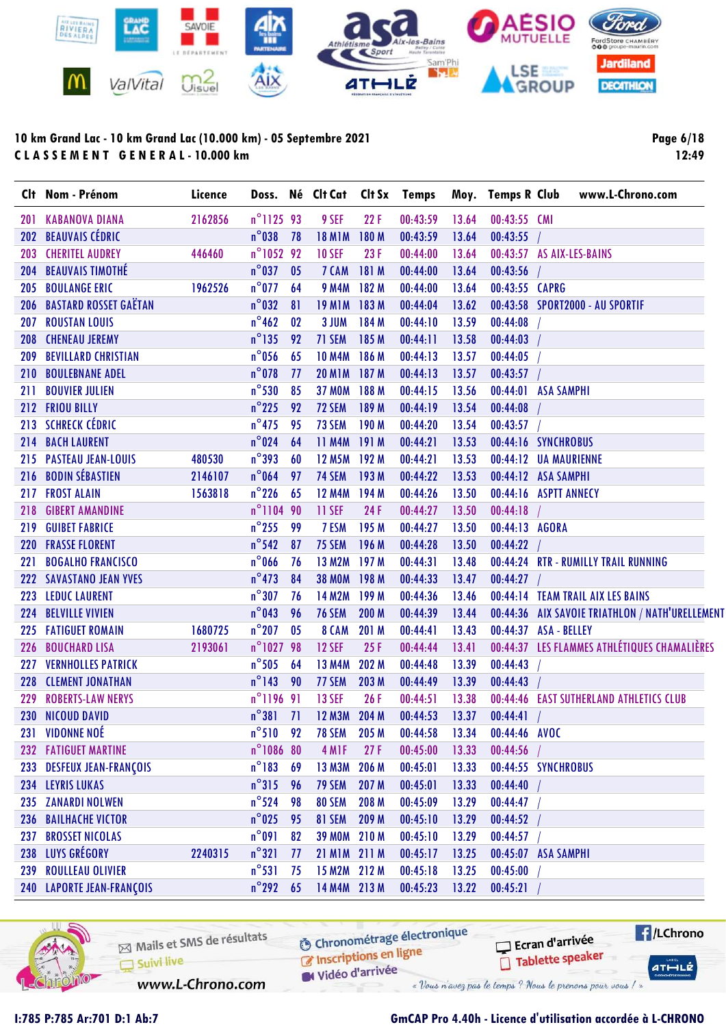**10 km Grand Lac - 10 km Grand Lac (10.000 km) - 05 Septembre 2021**

**C L A S S E M E N T   G E N E R A L - 10.000 km**

| Clt | Nom - Prénom | Licence | Doss. | Né | Clt Cat | Clt Sx | Temps | Moy. | Temps R | Club |
|---|---|---|---|---|---|---|---|---|---|---|
| 201 | KABANOVA DIANA | 2162856 | n°1125 | 93 | 9 SEF | 22 F | 00:43:59 | 13.64 | 00:43:55 | CMI |
| 202 | BEAUVAIS CÉDRIC | | n°038 | 78 | 18 M1M | 180 M | 00:43:59 | 13.64 | 00:43:55 | / |
| 203 | CHERITEL AUDREY | 446460 | n°1052 | 92 | 10 SEF | 23 F | 00:44:00 | 13.64 | 00:43:57 | AS AIX-LES-BAINS |
| 204 | BEAUVAIS TIMOTHÉ | | n°037 | 05 | 7 CAM | 181 M | 00:44:00 | 13.64 | 00:43:56 | / |
| 205 | BOULANGE ERIC | 1962526 | n°077 | 64 | 9 M4M | 182 M | 00:44:00 | 13.64 | 00:43:55 | CAPRG |
| 206 | BASTARD ROSSET GAËTAN | | n°032 | 81 | 19 M1M | 183 M | 00:44:04 | 13.62 | 00:43:58 | SPORT2000 - AU SPORTIF |
| 207 | ROUSTAN LOUIS | | n°462 | 02 | 3 JUM | 184 M | 00:44:10 | 13.59 | 00:44:08 | / |
| 208 | CHENEAU JEREMY | | n°135 | 92 | 71 SEM | 185 M | 00:44:11 | 13.58 | 00:44:03 | / |
| 209 | BEVILLARD CHRISTIAN | | n°056 | 65 | 10 M4M | 186 M | 00:44:13 | 13.57 | 00:44:05 | / |
| 210 | BOULEBNANE ADEL | | n°078 | 77 | 20 M1M | 187 M | 00:44:13 | 13.57 | 00:43:57 | / |
| 211 | BOUVIER JULIEN | | n°530 | 85 | 37 M0M | 188 M | 00:44:15 | 13.56 | 00:44:01 | ASA SAMPHI |
| 212 | FRIOU BILLY | | n°225 | 92 | 72 SEM | 189 M | 00:44:19 | 13.54 | 00:44:08 | / |
| 213 | SCHRECK CÉDRIC | | n°475 | 95 | 73 SEM | 190 M | 00:44:20 | 13.54 | 00:43:57 | / |
| 214 | BACH LAURENT | | n°024 | 64 | 11 M4M | 191 M | 00:44:21 | 13.53 | 00:44:16 | SYNCHROBUS |
| 215 | PASTEAU JEAN-LOUIS | 480530 | n°393 | 60 | 12 M5M | 192 M | 00:44:21 | 13.53 | 00:44:12 | UA MAURIENNE |
| 216 | BODIN SÉBASTIEN | 2146107 | n°064 | 97 | 74 SEM | 193 M | 00:44:22 | 13.53 | 00:44:12 | ASA SAMPHI |
| 217 | FROST ALAIN | 1563818 | n°226 | 65 | 12 M4M | 194 M | 00:44:26 | 13.50 | 00:44:16 | ASPTT ANNECY |
| 218 | GIBERT AMANDINE | | n°1104 | 90 | 11 SEF | 24 F | 00:44:27 | 13.50 | 00:44:18 | / |
| 219 | GUIBET FABRICE | | n°255 | 99 | 7 ESM | 195 M | 00:44:27 | 13.50 | 00:44:13 | AGORA |
| 220 | FRASSE FLORENT | | n°542 | 87 | 75 SEM | 196 M | 00:44:28 | 13.50 | 00:44:22 | / |
| 221 | BOGALHO FRANCISCO | | n°066 | 76 | 13 M2M | 197 M | 00:44:31 | 13.48 | 00:44:24 | RTR - RUMILLY TRAIL RUNNING |
| 222 | SAVASTANO JEAN YVES | | n°473 | 84 | 38 M0M | 198 M | 00:44:33 | 13.47 | 00:44:27 | / |
| 223 | LEDUC LAURENT | | n°307 | 76 | 14 M2M | 199 M | 00:44:36 | 13.46 | 00:44:14 | TEAM TRAIL AIX LES BAINS |
| 224 | BELVILLE VIVIEN | | n°043 | 96 | 76 SEM | 200 M | 00:44:39 | 13.44 | 00:44:36 | AIX SAVOIE TRIATHLON / NATH'URELLEMENT |
| 225 | FATIGUET ROMAIN | 1680725 | n°207 | 05 | 8 CAM | 201 M | 00:44:41 | 13.43 | 00:44:37 | ASA - BELLEY |
| 226 | BOUCHARD LISA | 2193061 | n°1027 | 98 | 12 SEF | 25 F | 00:44:44 | 13.41 | 00:44:37 | LES FLAMMES ATHLÉTIQUES CHAMALIÈRES |
| 227 | VERNHOLLES PATRICK | | n°505 | 64 | 13 M4M | 202 M | 00:44:48 | 13.39 | 00:44:43 | / |
| 228 | CLEMENT JONATHAN | | n°143 | 90 | 77 SEM | 203 M | 00:44:49 | 13.39 | 00:44:43 | / |
| 229 | ROBERTS-LAW NERYS | | n°1196 | 91 | 13 SEF | 26 F | 00:44:51 | 13.38 | 00:44:46 | EAST SUTHERLAND ATHLETICS CLUB |
| 230 | NICOUD DAVID | | n°381 | 71 | 12 M3M | 204 M | 00:44:53 | 13.37 | 00:44:41 | / |
| 231 | VIDONNE NOÉ | | n°510 | 92 | 78 SEM | 205 M | 00:44:58 | 13.34 | 00:44:46 | AVOC |
| 232 | FATIGUET MARTINE | | n°1086 | 80 | 4 M1F | 27 F | 00:45:00 | 13.33 | 00:44:56 | / |
| 233 | DESFEUX JEAN-FRANÇOIS | | n°183 | 69 | 13 M3M | 206 M | 00:45:01 | 13.33 | 00:44:55 | SYNCHROBUS |
| 234 | LEYRIS LUKAS | | n°315 | 96 | 79 SEM | 207 M | 00:45:01 | 13.33 | 00:44:40 | / |
| 235 | ZANARDI NOLWEN | | n°524 | 98 | 80 SEM | 208 M | 00:45:09 | 13.29 | 00:44:47 | / |
| 236 | BAILHACHE VICTOR | | n°025 | 95 | 81 SEM | 209 M | 00:45:10 | 13.29 | 00:44:52 | / |
| 237 | BROSSET NICOLAS | | n°091 | 82 | 39 M0M | 210 M | 00:45:10 | 13.29 | 00:44:57 | / |
| 238 | LUYS GRÉGORY | 2240315 | n°321 | 77 | 21 M1M | 211 M | 00:45:17 | 13.25 | 00:45:07 | ASA SAMPHI |
| 239 | ROULLEAU OLIVIER | | n°531 | 75 | 15 M2M | 212 M | 00:45:18 | 13.25 | 00:45:00 | / |
| 240 | LAPORTE JEAN-FRANÇOIS | | n°292 | 65 | 14 M4M | 213 M | 00:45:23 | 13.22 | 00:45:21 | / |

I:785 P:785 Ar:701 D:1 Ab:7

GmCAP Pro 4.40h - Licence d'utilisation accordée à L-CHRONO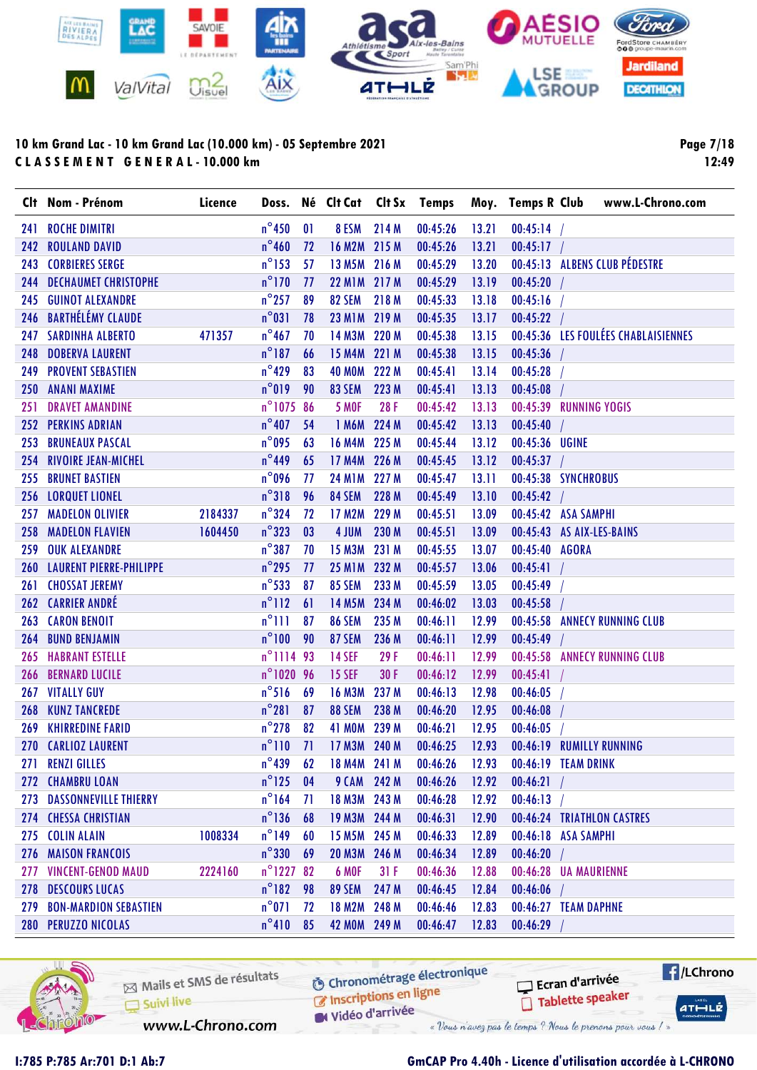**10 km Grand Lac - 10 km Grand Lac (10.000 km) - 05 Septembre 2021**
**CLASSEMENT GENERAL - 10.000 km**

| Clt | Nom - Prénom | Licence | Doss. | Né | Clt Cat | Clt Sx | Temps | Moy. | Temps R | Club www.L-Chrono.com |
|---|---|---|---|---|---|---|---|---|---|---|
| 241 | ROCHE DIMITRI | | n°450 | 01 | 8 ESM | 214 M | 00:45:26 | 13.21 | 00:45:14 | / |
| 242 | ROULAND DAVID | | n°460 | 72 | 16 M2M | 215 M | 00:45:26 | 13.21 | 00:45:17 | / |
| 243 | CORBIERES SERGE | | n°153 | 57 | 13 M5M | 216 M | 00:45:29 | 13.20 | 00:45:13 | ALBENS CLUB PÉDESTRE |
| 244 | DECHAUMET CHRISTOPHE | | n°170 | 77 | 22 M1M | 217 M | 00:45:29 | 13.19 | 00:45:20 | / |
| 245 | GUINOT ALEXANDRE | | n°257 | 89 | 82 SEM | 218 M | 00:45:33 | 13.18 | 00:45:16 | / |
| 246 | BARTHÉLÉMY CLAUDE | | n°031 | 78 | 23 M1M | 219 M | 00:45:35 | 13.17 | 00:45:22 | / |
| 247 | SARDINHA ALBERTO | 471357 | n°467 | 70 | 14 M3M | 220 M | 00:45:38 | 13.15 | 00:45:36 | LES FOULÉES CHABLAISIENNES |
| 248 | DOBERVA LAURENT | | n°187 | 66 | 15 M4M | 221 M | 00:45:38 | 13.15 | 00:45:36 | / |
| 249 | PROVENT SEBASTIEN | | n°429 | 83 | 40 M0M | 222 M | 00:45:41 | 13.14 | 00:45:28 | / |
| 250 | ANANI MAXIME | | n°019 | 90 | 83 SEM | 223 M | 00:45:41 | 13.13 | 00:45:08 | / |
| 251 | DRAVET AMANDINE | | n°1075 | 86 | 5 M0F | 28 F | 00:45:42 | 13.13 | 00:45:39 | RUNNING YOGIS |
| 252 | PERKINS ADRIAN | | n°407 | 54 | 1 M6M | 224 M | 00:45:42 | 13.13 | 00:45:40 | / |
| 253 | BRUNEAUX PASCAL | | n°095 | 63 | 16 M4M | 225 M | 00:45:44 | 13.12 | 00:45:36 | UGINE |
| 254 | RIVOIRE JEAN-MICHEL | | n°449 | 65 | 17 M4M | 226 M | 00:45:45 | 13.12 | 00:45:37 | / |
| 255 | BRUNET BASTIEN | | n°096 | 77 | 24 M1M | 227 M | 00:45:47 | 13.11 | 00:45:38 | SYNCHROBUS |
| 256 | LORQUET LIONEL | | n°318 | 96 | 84 SEM | 228 M | 00:45:49 | 13.10 | 00:45:42 | / |
| 257 | MADELON OLIVIER | 2184337 | n°324 | 72 | 17 M2M | 229 M | 00:45:51 | 13.09 | 00:45:42 | ASA SAMPHI |
| 258 | MADELON FLAVIEN | 1604450 | n°323 | 03 | 4 JUM | 230 M | 00:45:51 | 13.09 | 00:45:43 | AS AIX-LES-BAINS |
| 259 | OUK ALEXANDRE | | n°387 | 70 | 15 M3M | 231 M | 00:45:55 | 13.07 | 00:45:40 | AGORA |
| 260 | LAURENT PIERRE-PHILIPPE | | n°295 | 77 | 25 M1M | 232 M | 00:45:57 | 13.06 | 00:45:41 | / |
| 261 | CHOSSAT JEREMY | | n°533 | 87 | 85 SEM | 233 M | 00:45:59 | 13.05 | 00:45:49 | / |
| 262 | CARRIER ANDRÉ | | n°112 | 61 | 14 M5M | 234 M | 00:46:02 | 13.03 | 00:45:58 | / |
| 263 | CARON BENOIT | | n°111 | 87 | 86 SEM | 235 M | 00:46:11 | 12.99 | 00:45:58 | ANNECY RUNNING CLUB |
| 264 | BUND BENJAMIN | | n°100 | 90 | 87 SEM | 236 M | 00:46:11 | 12.99 | 00:45:49 | / |
| 265 | HABRANT ESTELLE | | n°1114 | 93 | 14 SEF | 29 F | 00:46:11 | 12.99 | 00:45:58 | ANNECY RUNNING CLUB |
| 266 | BERNARD LUCILE | | n°1020 | 96 | 15 SEF | 30 F | 00:46:12 | 12.99 | 00:45:41 | / |
| 267 | VITALLY GUY | | n°516 | 69 | 16 M3M | 237 M | 00:46:13 | 12.98 | 00:46:05 | / |
| 268 | KUNZ TANCREDE | | n°281 | 87 | 88 SEM | 238 M | 00:46:20 | 12.95 | 00:46:08 | / |
| 269 | KHIRREDINE FARID | | n°278 | 82 | 41 M0M | 239 M | 00:46:21 | 12.95 | 00:46:05 | / |
| 270 | CARLIOZ LAURENT | | n°110 | 71 | 17 M3M | 240 M | 00:46:25 | 12.93 | 00:46:19 | RUMILLY RUNNING |
| 271 | RENZI GILLES | | n°439 | 62 | 18 M4M | 241 M | 00:46:26 | 12.93 | 00:46:19 | TEAM DRINK |
| 272 | CHAMBRU LOAN | | n°125 | 04 | 9 CAM | 242 M | 00:46:26 | 12.92 | 00:46:21 | / |
| 273 | DASSONNEVILLE THIERRY | | n°164 | 71 | 18 M3M | 243 M | 00:46:28 | 12.92 | 00:46:13 | / |
| 274 | CHESSA CHRISTIAN | | n°136 | 68 | 19 M3M | 244 M | 00:46:31 | 12.90 | 00:46:24 | TRIATHLON CASTRES |
| 275 | COLIN ALAIN | 1008334 | n°149 | 60 | 15 M5M | 245 M | 00:46:33 | 12.89 | 00:46:18 | ASA SAMPHI |
| 276 | MAISON FRANCOIS | | n°330 | 69 | 20 M3M | 246 M | 00:46:34 | 12.89 | 00:46:20 | / |
| 277 | VINCENT-GENOD MAUD | 2224160 | n°1227 | 82 | 6 M0F | 31 F | 00:46:36 | 12.88 | 00:46:28 | UA MAURIENNE |
| 278 | DESCOURS LUCAS | | n°182 | 98 | 89 SEM | 247 M | 00:46:45 | 12.84 | 00:46:06 | / |
| 279 | BON-MARDION SEBASTIEN | | n°071 | 72 | 18 M2M | 248 M | 00:46:46 | 12.83 | 00:46:27 | TEAM DAPHNE |
| 280 | PERUZZO NICOLAS | | n°410 | 85 | 42 M0M | 249 M | 00:46:47 | 12.83 | 00:46:29 | / |

I:785 P:785 Ar:701 D:1 Ab:7

GmCAP Pro 4.40h - Licence d'utilisation accordée à L-CHRONO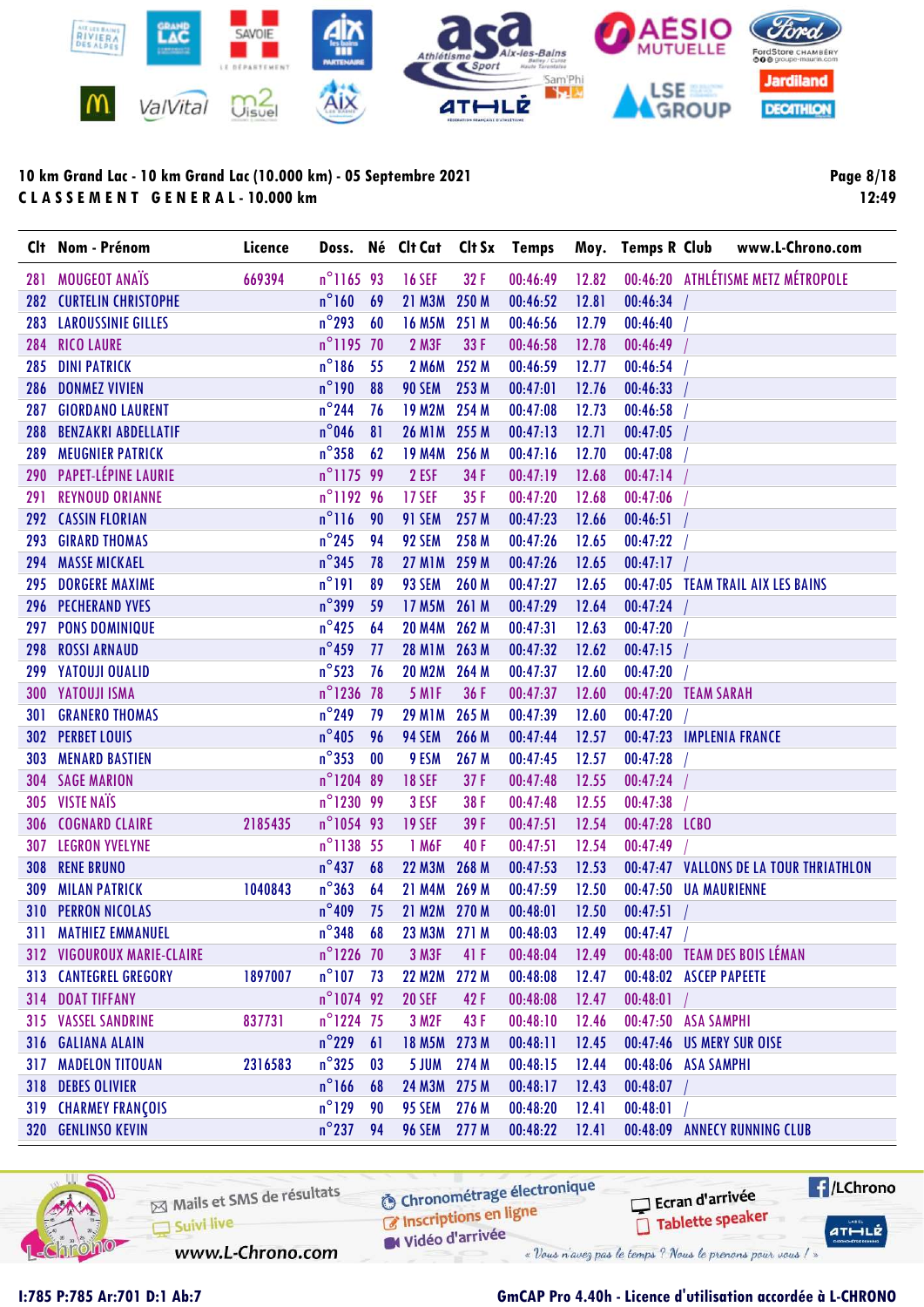**10 km Grand Lac - 10 km Grand Lac (10.000 km) - 05 Septembre 2021**

**C L A S S E M E N T   G E N E R A L - 10.000 km**

12:49

| Clt | Nom - Prénom | Licence | Doss. | Né | Clt Cat | Clt Sx | Temps | Moy. | Temps R | Club www.L-Chrono.com |
|---|---|---|---|---|---|---|---|---|---|---|
| 281 | MOUGEOT ANAÏS | 669394 | n°1165 | 93 | 16 SEF | 32 F | 00:46:49 | 12.82 | 00:46:20 | ATHLÉTISME METZ MÉTROPOLE |
| 282 | CURTELIN CHRISTOPHE | | n°160 | 69 | 21 M3M | 250 M | 00:46:52 | 12.81 | 00:46:34 | / |
| 283 | LAROUSSINIE GILLES | | n°293 | 60 | 16 M5M | 251 M | 00:46:56 | 12.79 | 00:46:40 | / |
| 284 | RICO LAURE | | n°1195 | 70 | 2 M3F | 33 F | 00:46:58 | 12.78 | 00:46:49 | / |
| 285 | DINI PATRICK | | n°186 | 55 | 2 M6M | 252 M | 00:46:59 | 12.77 | 00:46:54 | / |
| 286 | DONMEZ VIVIEN | | n°190 | 88 | 90 SEM | 253 M | 00:47:01 | 12.76 | 00:46:33 | / |
| 287 | GIORDANO LAURENT | | n°244 | 76 | 19 M2M | 254 M | 00:47:08 | 12.73 | 00:46:58 | / |
| 288 | BENZAKRI ABDELLATIF | | n°046 | 81 | 26 M1M | 255 M | 00:47:13 | 12.71 | 00:47:05 | / |
| 289 | MEUGNIER PATRICK | | n°358 | 62 | 19 M4M | 256 M | 00:47:16 | 12.70 | 00:47:08 | / |
| 290 | PAPET-LÉPINE LAURIE | | n°1175 | 99 | 2 ESF | 34 F | 00:47:19 | 12.68 | 00:47:14 | / |
| 291 | REYNOUD ORIANNE | | n°1192 | 96 | 17 SEF | 35 F | 00:47:20 | 12.68 | 00:47:06 | / |
| 292 | CASSIN FLORIAN | | n°116 | 90 | 91 SEM | 257 M | 00:47:23 | 12.66 | 00:46:51 | / |
| 293 | GIRARD THOMAS | | n°245 | 94 | 92 SEM | 258 M | 00:47:26 | 12.65 | 00:47:22 | / |
| 294 | MASSE MICKAEL | | n°345 | 78 | 27 M1M | 259 M | 00:47:26 | 12.65 | 00:47:17 | / |
| 295 | DORGERE MAXIME | | n°191 | 89 | 93 SEM | 260 M | 00:47:27 | 12.65 | 00:47:05 | TEAM TRAIL AIX LES BAINS |
| 296 | PECHERAND YVES | | n°399 | 59 | 17 M5M | 261 M | 00:47:29 | 12.64 | 00:47:24 | / |
| 297 | PONS DOMINIQUE | | n°425 | 64 | 20 M4M | 262 M | 00:47:31 | 12.63 | 00:47:20 | / |
| 298 | ROSSI ARNAUD | | n°459 | 77 | 28 M1M | 263 M | 00:47:32 | 12.62 | 00:47:15 | / |
| 299 | YATOUJI OUALID | | n°523 | 76 | 20 M2M | 264 M | 00:47:37 | 12.60 | 00:47:20 | / |
| 300 | YATOUJI ISMA | | n°1236 | 78 | 5 M1F | 36 F | 00:47:37 | 12.60 | 00:47:20 | TEAM SARAH |
| 301 | GRANERO THOMAS | | n°249 | 79 | 29 M1M | 265 M | 00:47:39 | 12.60 | 00:47:20 | / |
| 302 | PERBET LOUIS | | n°405 | 96 | 94 SEM | 266 M | 00:47:44 | 12.57 | 00:47:23 | IMPLENIA FRANCE |
| 303 | MENARD BASTIEN | | n°353 | 00 | 9 ESM | 267 M | 00:47:45 | 12.57 | 00:47:28 | / |
| 304 | SAGE MARION | | n°1204 | 89 | 18 SEF | 37 F | 00:47:48 | 12.55 | 00:47:24 | / |
| 305 | VISTE NAÏS | | n°1230 | 99 | 3 ESF | 38 F | 00:47:48 | 12.55 | 00:47:38 | / |
| 306 | COGNARD CLAIRE | 2185435 | n°1054 | 93 | 19 SEF | 39 F | 00:47:51 | 12.54 | 00:47:28 | LCBO |
| 307 | LEGRON YVELYNE | | n°1138 | 55 | 1 M6F | 40 F | 00:47:51 | 12.54 | 00:47:49 | / |
| 308 | RENE BRUNO | | n°437 | 68 | 22 M3M | 268 M | 00:47:53 | 12.53 | 00:47:47 | VALLONS DE LA TOUR THRIATHLON |
| 309 | MILAN PATRICK | 1040843 | n°363 | 64 | 21 M4M | 269 M | 00:47:59 | 12.50 | 00:47:50 | UA MAURIENNE |
| 310 | PERRON NICOLAS | | n°409 | 75 | 21 M2M | 270 M | 00:48:01 | 12.50 | 00:47:51 | / |
| 311 | MATHIEZ EMMANUEL | | n°348 | 68 | 23 M3M | 271 M | 00:48:03 | 12.49 | 00:47:47 | / |
| 312 | VIGOUROUX MARIE-CLAIRE | | n°1226 | 70 | 3 M3F | 41 F | 00:48:04 | 12.49 | 00:48:00 | TEAM DES BOIS LÉMAN |
| 313 | CANTEGREL GREGORY | 1897007 | n°107 | 73 | 22 M2M | 272 M | 00:48:08 | 12.47 | 00:48:02 | ASCEP PAPEETE |
| 314 | DOAT TIFFANY | | n°1074 | 92 | 20 SEF | 42 F | 00:48:08 | 12.47 | 00:48:01 | / |
| 315 | VASSEL SANDRINE | 837731 | n°1224 | 75 | 3 M2F | 43 F | 00:48:10 | 12.46 | 00:47:50 | ASA SAMPHI |
| 316 | GALIANA ALAIN | | n°229 | 61 | 18 M5M | 273 M | 00:48:11 | 12.45 | 00:47:46 | US MERY SUR OISE |
| 317 | MADELON TITOUAN | 2316583 | n°325 | 03 | 5 JUM | 274 M | 00:48:15 | 12.44 | 00:48:06 | ASA SAMPHI |
| 318 | DEBES OLIVIER | | n°166 | 68 | 24 M3M | 275 M | 00:48:17 | 12.43 | 00:48:07 | / |
| 319 | CHARMEY FRANÇOIS | | n°129 | 90 | 95 SEM | 276 M | 00:48:20 | 12.41 | 00:48:01 | / |
| 320 | GENLINSO KEVIN | | n°237 | 94 | 96 SEM | 277 M | 00:48:22 | 12.41 | 00:48:09 | ANNECY RUNNING CLUB |

I:785 P:785 Ar:701 D:1 Ab:7

GmCAP Pro 4.40h - Licence d'utilisation accordée à L-CHRONO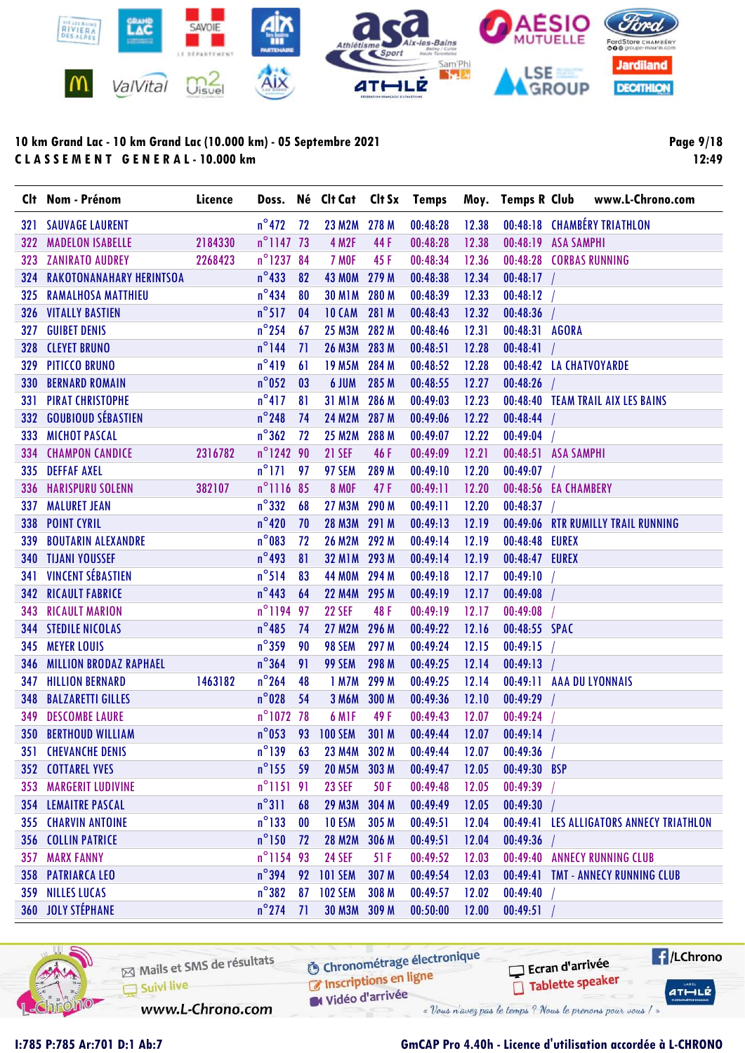10 km Grand Lac - 10 km Grand Lac (10.000 km) - 05 Septembre 2021

CLASSEMENT GENERAL - 10.000 km

| Clt | Nom - Prénom | Licence | Doss. | Né | Clt Cat | Clt Sx | Temps | Moy. | Temps R | Club |
|---|---|---|---|---|---|---|---|---|---|---|
| 321 | SAUVAGE LAURENT | | n°472 | 72 | 23 M2M | 278 M | 00:48:28 | 12.38 | 00:48:18 | CHAMBÉRY TRIATHLON |
| 322 | MADELON ISABELLE | 2184330 | n°1147 | 73 | 4 M2F | 44 F | 00:48:28 | 12.38 | 00:48:19 | ASA SAMPHI |
| 323 | ZANIRATO AUDREY | 2268423 | n°1237 | 84 | 7 M0F | 45 F | 00:48:34 | 12.36 | 00:48:28 | CORBAS RUNNING |
| 324 | RAKOTONANAHARY HERINTSOA | | n°433 | 82 | 43 M0M | 279 M | 00:48:38 | 12.34 | 00:48:17 | / |
| 325 | RAMALHOSA MATTHIEU | | n°434 | 80 | 30 M1M | 280 M | 00:48:39 | 12.33 | 00:48:12 | / |
| 326 | VITALLY BASTIEN | | n°517 | 04 | 10 CAM | 281 M | 00:48:43 | 12.32 | 00:48:36 | / |
| 327 | GUIBET DENIS | | n°254 | 67 | 25 M3M | 282 M | 00:48:46 | 12.31 | 00:48:31 | AGORA |
| 328 | CLEYET BRUNO | | n°144 | 71 | 26 M3M | 283 M | 00:48:51 | 12.28 | 00:48:41 | / |
| 329 | PITICCO BRUNO | | n°419 | 61 | 19 M5M | 284 M | 00:48:52 | 12.28 | 00:48:42 | LA CHATVOYARDE |
| 330 | BERNARD ROMAIN | | n°052 | 03 | 6 JUM | 285 M | 00:48:55 | 12.27 | 00:48:26 | / |
| 331 | PIRAT CHRISTOPHE | | n°417 | 81 | 31 M1M | 286 M | 00:49:03 | 12.23 | 00:48:40 | TEAM TRAIL AIX LES BAINS |
| 332 | GOUBIOUD SÉBASTIEN | | n°248 | 74 | 24 M2M | 287 M | 00:49:06 | 12.22 | 00:48:44 | / |
| 333 | MICHOT PASCAL | | n°362 | 72 | 25 M2M | 288 M | 00:49:07 | 12.22 | 00:49:04 | / |
| 334 | CHAMPON CANDICE | 2316782 | n°1242 | 90 | 21 SEF | 46 F | 00:49:09 | 12.21 | 00:48:51 | ASA SAMPHI |
| 335 | DEFFAF AXEL | | n°171 | 97 | 97 SEM | 289 M | 00:49:10 | 12.20 | 00:49:07 | / |
| 336 | HARISPURU SOLENN | 382107 | n°1116 | 85 | 8 M0F | 47 F | 00:49:11 | 12.20 | 00:48:56 | EA CHAMBERY |
| 337 | MALURET JEAN | | n°332 | 68 | 27 M3M | 290 M | 00:49:11 | 12.20 | 00:48:37 | / |
| 338 | POINT CYRIL | | n°420 | 70 | 28 M3M | 291 M | 00:49:13 | 12.19 | 00:49:06 | RTR RUMILLY TRAIL RUNNING |
| 339 | BOUTARIN ALEXANDRE | | n°083 | 72 | 26 M2M | 292 M | 00:49:14 | 12.19 | 00:48:48 | EUREX |
| 340 | TIJANI YOUSSEF | | n°493 | 81 | 32 M1M | 293 M | 00:49:14 | 12.19 | 00:48:47 | EUREX |
| 341 | VINCENT SÉBASTIEN | | n°514 | 83 | 44 M0M | 294 M | 00:49:18 | 12.17 | 00:49:10 | / |
| 342 | RICAULT FABRICE | | n°443 | 64 | 22 M4M | 295 M | 00:49:19 | 12.17 | 00:49:08 | / |
| 343 | RICAULT MARION | | n°1194 | 97 | 22 SEF | 48 F | 00:49:19 | 12.17 | 00:49:08 | / |
| 344 | STEDILE NICOLAS | | n°485 | 74 | 27 M2M | 296 M | 00:49:22 | 12.16 | 00:48:55 | SPAC |
| 345 | MEYER LOUIS | | n°359 | 90 | 98 SEM | 297 M | 00:49:24 | 12.15 | 00:49:15 | / |
| 346 | MILLION BRODAZ RAPHAEL | | n°364 | 91 | 99 SEM | 298 M | 00:49:25 | 12.14 | 00:49:13 | / |
| 347 | HILLION BERNARD | 1463182 | n°264 | 48 | 1 M7M | 299 M | 00:49:25 | 12.14 | 00:49:11 | AAA DU LYONNAIS |
| 348 | BALZARETTI GILLES | | n°028 | 54 | 3 M6M | 300 M | 00:49:36 | 12.10 | 00:49:29 | / |
| 349 | DESCOMBE LAURE | | n°1072 | 78 | 6 M1F | 49 F | 00:49:43 | 12.07 | 00:49:24 | / |
| 350 | BERTHOUD WILLIAM | | n°053 | 93 | 100 SEM | 301 M | 00:49:44 | 12.07 | 00:49:14 | / |
| 351 | CHEVANCHE DENIS | | n°139 | 63 | 23 M4M | 302 M | 00:49:44 | 12.07 | 00:49:36 | / |
| 352 | COTTAREL YVES | | n°155 | 59 | 20 M5M | 303 M | 00:49:47 | 12.05 | 00:49:30 | BSP |
| 353 | MARGERIT LUDIVINE | | n°1151 | 91 | 23 SEF | 50 F | 00:49:48 | 12.05 | 00:49:39 | / |
| 354 | LEMAITRE PASCAL | | n°311 | 68 | 29 M3M | 304 M | 00:49:49 | 12.05 | 00:49:30 | / |
| 355 | CHARVIN ANTOINE | | n°133 | 00 | 10 ESM | 305 M | 00:49:51 | 12.04 | 00:49:41 | LES ALLIGATORS ANNECY TRIATHLON |
| 356 | COLLIN PATRICE | | n°150 | 72 | 28 M2M | 306 M | 00:49:51 | 12.04 | 00:49:36 | / |
| 357 | MARX FANNY | | n°1154 | 93 | 24 SEF | 51 F | 00:49:52 | 12.03 | 00:49:40 | ANNECY RUNNING CLUB |
| 358 | PATRIARCA LEO | | n°394 | 92 | 101 SEM | 307 M | 00:49:54 | 12.03 | 00:49:41 | TMT - ANNECY RUNNING CLUB |
| 359 | NILLES LUCAS | | n°382 | 87 | 102 SEM | 308 M | 00:49:57 | 12.02 | 00:49:40 | / |
| 360 | JOLY STÉPHANE | | n°274 | 71 | 30 M3M | 309 M | 00:50:00 | 12.00 | 00:49:51 | / |

I:785 P:785 Ar:701 D:1 Ab:7

GmCAP Pro 4.40h - Licence d'utilisation accordée à L-CHRONO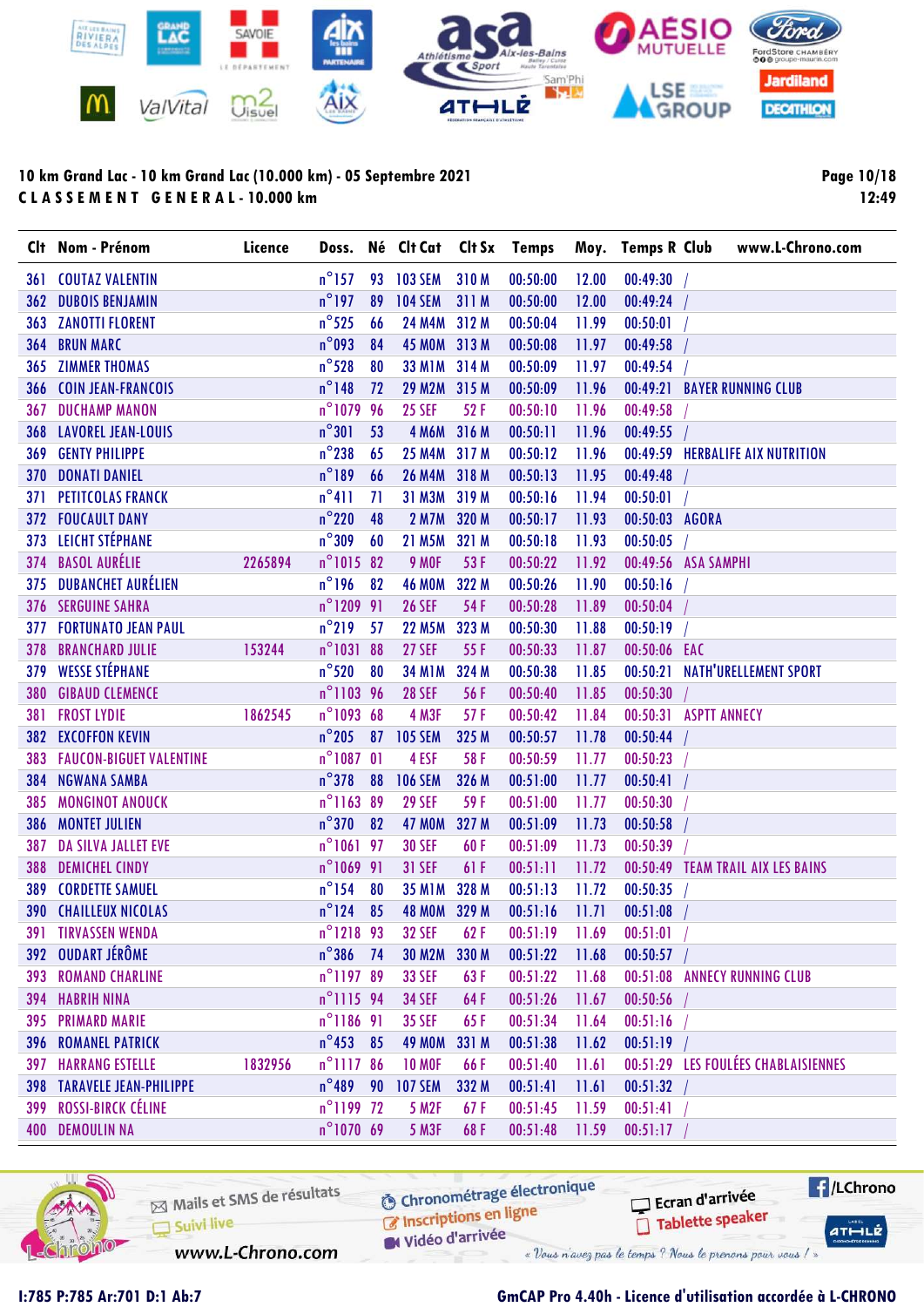**10 km Grand Lac - 10 km Grand Lac (10.000 km) - 05 Septembre 2021**

**C L A S S E M E N T   G E N E R A L - 10.000 km**

| Clt | Nom - Prénom | Licence | Doss. | Né | Clt Cat | Clt Sx | Temps | Moy. | Temps R | Club | www.L-Chrono.com |
|---|---|---|---|---|---|---|---|---|---|---|---|
| 361 | COUTAZ VALENTIN | | n°157 | 93 | 103 SEM | 310 M | 00:50:00 | 12.00 | 00:49:30 | / | |
| 362 | DUBOIS BENJAMIN | | n°197 | 89 | 104 SEM | 311 M | 00:50:00 | 12.00 | 00:49:24 | / | |
| 363 | ZANOTTI FLORENT | | n°525 | 66 | 24 M4M | 312 M | 00:50:04 | 11.99 | 00:50:01 | / | |
| 364 | BRUN MARC | | n°093 | 84 | 45 M0M | 313 M | 00:50:08 | 11.97 | 00:49:58 | / | |
| 365 | ZIMMER THOMAS | | n°528 | 80 | 33 M1M | 314 M | 00:50:09 | 11.97 | 00:49:54 | / | |
| 366 | COIN JEAN-FRANCOIS | | n°148 | 72 | 29 M2M | 315 M | 00:50:09 | 11.96 | 00:49:21 | BAYER RUNNING CLUB | |
| 367 | DUCHAMP MANON | | n°1079 | 96 | 25 SEF | 52 F | 00:50:10 | 11.96 | 00:49:58 | / | |
| 368 | LAVOREL JEAN-LOUIS | | n°301 | 53 | 4 M6M | 316 M | 00:50:11 | 11.96 | 00:49:55 | / | |
| 369 | GENTY PHILIPPE | | n°238 | 65 | 25 M4M | 317 M | 00:50:12 | 11.96 | 00:49:59 | HERBALIFE AIX NUTRITION | |
| 370 | DONATI DANIEL | | n°189 | 66 | 26 M4M | 318 M | 00:50:13 | 11.95 | 00:49:48 | / | |
| 371 | PETITCOLAS FRANCK | | n°411 | 71 | 31 M3M | 319 M | 00:50:16 | 11.94 | 00:50:01 | / | |
| 372 | FOUCAULT DANY | | n°220 | 48 | 2 M7M | 320 M | 00:50:17 | 11.93 | 00:50:03 | AGORA | |
| 373 | LEICHT STÉPHANE | | n°309 | 60 | 21 M5M | 321 M | 00:50:18 | 11.93 | 00:50:05 | / | |
| 374 | BASOL AURÉLIE | 2265894 | n°1015 | 82 | 9 M0F | 53 F | 00:50:22 | 11.92 | 00:49:56 | ASA SAMPHI | |
| 375 | DUBANCHET AURÉLIEN | | n°196 | 82 | 46 M0M | 322 M | 00:50:26 | 11.90 | 00:50:16 | / | |
| 376 | SERGUINE SAHRA | | n°1209 | 91 | 26 SEF | 54 F | 00:50:28 | 11.89 | 00:50:04 | / | |
| 377 | FORTUNATO JEAN PAUL | | n°219 | 57 | 22 M5M | 323 M | 00:50:30 | 11.88 | 00:50:19 | / | |
| 378 | BRANCHARD JULIE | 153244 | n°1031 | 88 | 27 SEF | 55 F | 00:50:33 | 11.87 | 00:50:06 | EAC | |
| 379 | WESSE STÉPHANE | | n°520 | 80 | 34 M1M | 324 M | 00:50:38 | 11.85 | 00:50:21 | NATH'URELLEMENT SPORT | |
| 380 | GIBAUD CLEMENCE | | n°1103 | 96 | 28 SEF | 56 F | 00:50:40 | 11.85 | 00:50:30 | / | |
| 381 | FROST LYDIE | 1862545 | n°1093 | 68 | 4 M3F | 57 F | 00:50:42 | 11.84 | 00:50:31 | ASPTT ANNECY | |
| 382 | EXCOFFON KEVIN | | n°205 | 87 | 105 SEM | 325 M | 00:50:57 | 11.78 | 00:50:44 | / | |
| 383 | FAUCON-BIGUET VALENTINE | | n°1087 | 01 | 4 ESF | 58 F | 00:50:59 | 11.77 | 00:50:23 | / | |
| 384 | NGWANA SAMBA | | n°378 | 88 | 106 SEM | 326 M | 00:51:00 | 11.77 | 00:50:41 | / | |
| 385 | MONGINOT ANOUCK | | n°1163 | 89 | 29 SEF | 59 F | 00:51:00 | 11.77 | 00:50:30 | / | |
| 386 | MONTET JULIEN | | n°370 | 82 | 47 M0M | 327 M | 00:51:09 | 11.73 | 00:50:58 | / | |
| 387 | DA SILVA JALLET EVE | | n°1061 | 97 | 30 SEF | 60 F | 00:51:09 | 11.73 | 00:50:39 | / | |
| 388 | DEMICHEL CINDY | | n°1069 | 91 | 31 SEF | 61 F | 00:51:11 | 11.72 | 00:50:49 | TEAM TRAIL AIX LES BAINS | |
| 389 | CORDETTE SAMUEL | | n°154 | 80 | 35 M1M | 328 M | 00:51:13 | 11.72 | 00:50:35 | / | |
| 390 | CHAILLEUX NICOLAS | | n°124 | 85 | 48 M0M | 329 M | 00:51:16 | 11.71 | 00:51:08 | / | |
| 391 | TIRVASSEN WENDA | | n°1218 | 93 | 32 SEF | 62 F | 00:51:19 | 11.69 | 00:51:01 | / | |
| 392 | OUDART JÉRÔME | | n°386 | 74 | 30 M2M | 330 M | 00:51:22 | 11.68 | 00:50:57 | / | |
| 393 | ROMAND CHARLINE | | n°1197 | 89 | 33 SEF | 63 F | 00:51:22 | 11.68 | 00:51:08 | ANNECY RUNNING CLUB | |
| 394 | HABRIH NINA | | n°1115 | 94 | 34 SEF | 64 F | 00:51:26 | 11.67 | 00:50:56 | / | |
| 395 | PRIMARD MARIE | | n°1186 | 91 | 35 SEF | 65 F | 00:51:34 | 11.64 | 00:51:16 | / | |
| 396 | ROMANEL PATRICK | | n°453 | 85 | 49 M0M | 331 M | 00:51:38 | 11.62 | 00:51:19 | / | |
| 397 | HARRANG ESTELLE | 1832956 | n°1117 | 86 | 10 M0F | 66 F | 00:51:40 | 11.61 | 00:51:29 | LES FOULÉES CHABLAISIENNES | |
| 398 | TARAVELE JEAN-PHILIPPE | | n°489 | 90 | 107 SEM | 332 M | 00:51:41 | 11.61 | 00:51:32 | / | |
| 399 | ROSSI-BIRCK CÉLINE | | n°1199 | 72 | 5 M2F | 67 F | 00:51:45 | 11.59 | 00:51:41 | / | |
| 400 | DEMOULIN NA | | n°1070 | 69 | 5 M3F | 68 F | 00:51:48 | 11.59 | 00:51:17 | / | |

I:785 P:785 Ar:701 D:1 Ab:7

GmCAP Pro 4.40h - Licence d'utilisation accordée à L-CHRONO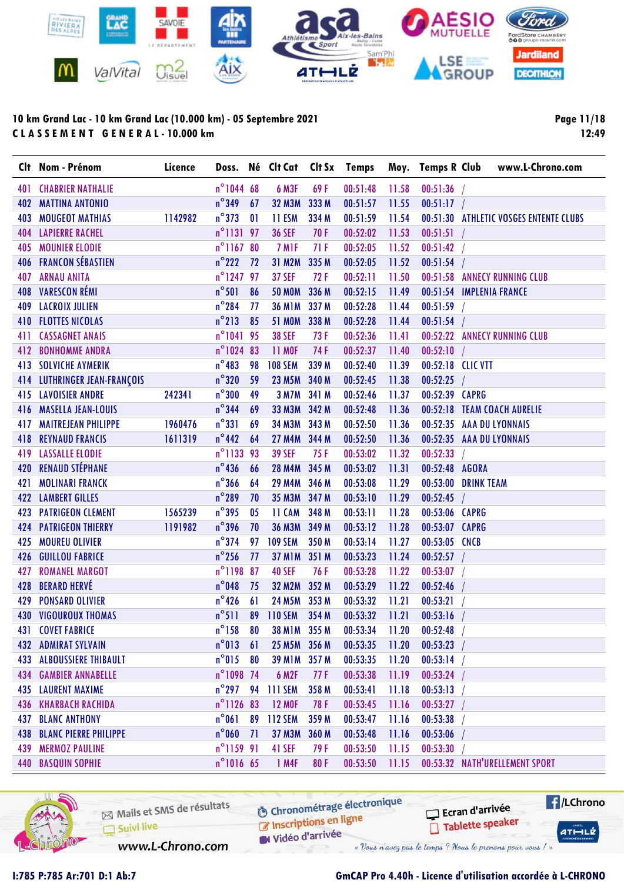**10 km Grand Lac - 10 km Grand Lac (10.000 km) - 05 Septembre 2021**

**C L A S S E M E N T   G E N E R A L - 10.000 km**

Page 11/18
12:49

| Clt | Nom - Prénom | Licence | Doss. | Né | Clt Cat | Clt Sx | Temps | Moy. | Temps R | Club | www.L-Chrono.com |
|---|---|---|---|---|---|---|---|---|---|---|---|
| 401 | CHABRIER NATHALIE | | n°1044 | 68 | 6 M3F | 69 F | 00:51:48 | 11.58 | 00:51:36 | / | |
| 402 | MATTINA ANTONIO | | n°349 | 67 | 32 M3M | 333 M | 00:51:57 | 11.55 | 00:51:17 | / | |
| 403 | MOUGEOT MATHIAS | 1142982 | n°373 | 01 | 11 ESM | 334 M | 00:51:59 | 11.54 | 00:51:30 | ATHLETIC VOSGES ENTENTE CLUBS | |
| 404 | LAPIERRE RACHEL | | n°1131 | 97 | 36 SEF | 70 F | 00:52:02 | 11.53 | 00:51:51 | / | |
| 405 | MOUNIER ELODIE | | n°1167 | 80 | 7 M1F | 71 F | 00:52:05 | 11.52 | 00:51:42 | / | |
| 406 | FRANCON SÉBASTIEN | | n°222 | 72 | 31 M2M | 335 M | 00:52:05 | 11.52 | 00:51:54 | / | |
| 407 | ARNAU ANITA | | n°1247 | 97 | 37 SEF | 72 F | 00:52:11 | 11.50 | 00:51:58 | ANNECY RUNNING CLUB | |
| 408 | VARESCON RÉMI | | n°501 | 86 | 50 M0M | 336 M | 00:52:15 | 11.49 | 00:51:54 | IMPLENIA FRANCE | |
| 409 | LACROIX JULIEN | | n°284 | 77 | 36 M1M | 337 M | 00:52:28 | 11.44 | 00:51:59 | / | |
| 410 | FLOTTES NICOLAS | | n°213 | 85 | 51 M0M | 338 M | 00:52:28 | 11.44 | 00:51:54 | / | |
| 411 | CASSAGNET ANAIS | | n°1041 | 95 | 38 SEF | 73 F | 00:52:36 | 11.41 | 00:52:22 | ANNECY RUNNING CLUB | |
| 412 | BONHOMME ANDRA | | n°1024 | 83 | 11 M0F | 74 F | 00:52:37 | 11.40 | 00:52:10 | / | |
| 413 | SOLVICHE AYMERIK | | n°483 | 98 | 108 SEM | 339 M | 00:52:40 | 11.39 | 00:52:18 | CLIC VTT | |
| 414 | LUTHRINGER JEAN-FRANÇOIS | | n°320 | 59 | 23 M5M | 340 M | 00:52:45 | 11.38 | 00:52:25 | / | |
| 415 | LAVOISIER ANDRE | 242341 | n°300 | 49 | 3 M7M | 341 M | 00:52:46 | 11.37 | 00:52:39 | CAPRG | |
| 416 | MASELLA JEAN-LOUIS | | n°344 | 69 | 33 M3M | 342 M | 00:52:48 | 11.36 | 00:52:18 | TEAM COACH AURELIE | |
| 417 | MAITREJEAN PHILIPPE | 1960476 | n°331 | 69 | 34 M3M | 343 M | 00:52:50 | 11.36 | 00:52:35 | AAA DU LYONNAIS | |
| 418 | REYNAUD FRANCIS | 1611319 | n°442 | 64 | 27 M4M | 344 M | 00:52:50 | 11.36 | 00:52:35 | AAA DU LYONNAIS | |
| 419 | LASSALLE ELODIE | | n°1133 | 93 | 39 SEF | 75 F | 00:53:02 | 11.32 | 00:52:33 | / | |
| 420 | RENAUD STÉPHANE | | n°436 | 66 | 28 M4M | 345 M | 00:53:02 | 11.31 | 00:52:48 | AGORA | |
| 421 | MOLINARI FRANCK | | n°366 | 64 | 29 M4M | 346 M | 00:53:08 | 11.29 | 00:53:00 | DRINK TEAM | |
| 422 | LAMBERT GILLES | | n°289 | 70 | 35 M3M | 347 M | 00:53:10 | 11.29 | 00:52:45 | / | |
| 423 | PATRIGEON CLEMENT | 1565239 | n°395 | 05 | 11 CAM | 348 M | 00:53:11 | 11.28 | 00:53:06 | CAPRG | |
| 424 | PATRIGEON THIERRY | 1191982 | n°396 | 70 | 36 M3M | 349 M | 00:53:12 | 11.28 | 00:53:07 | CAPRG | |
| 425 | MOUREU OLIVIER | | n°374 | 97 | 109 SEM | 350 M | 00:53:14 | 11.27 | 00:53:05 | CNCB | |
| 426 | GUILLOU FABRICE | | n°256 | 77 | 37 M1M | 351 M | 00:53:23 | 11.24 | 00:52:57 | / | |
| 427 | ROMANEL MARGOT | | n°1198 | 87 | 40 SEF | 76 F | 00:53:28 | 11.22 | 00:53:07 | / | |
| 428 | BERARD HERVÉ | | n°048 | 75 | 32 M2M | 352 M | 00:53:29 | 11.22 | 00:52:46 | / | |
| 429 | PONSARD OLIVIER | | n°426 | 61 | 24 M5M | 353 M | 00:53:32 | 11.21 | 00:53:21 | / | |
| 430 | VIGOUROUX THOMAS | | n°511 | 89 | 110 SEM | 354 M | 00:53:32 | 11.21 | 00:53:16 | / | |
| 431 | COVET FABRICE | | n°158 | 80 | 38 M1M | 355 M | 00:53:34 | 11.20 | 00:52:48 | / | |
| 432 | ADMIRAT SYLVAIN | | n°013 | 61 | 25 M5M | 356 M | 00:53:35 | 11.20 | 00:53:23 | / | |
| 433 | ALBOUSSIERE THIBAULT | | n°015 | 80 | 39 M1M | 357 M | 00:53:35 | 11.20 | 00:53:14 | / | |
| 434 | GAMBIER ANNABELLE | | n°1098 | 74 | 6 M2F | 77 F | 00:53:38 | 11.19 | 00:53:24 | / | |
| 435 | LAURENT MAXIME | | n°297 | 94 | 111 SEM | 358 M | 00:53:41 | 11.18 | 00:53:13 | / | |
| 436 | KHARBACH RACHIDA | | n°1126 | 83 | 12 M0F | 78 F | 00:53:45 | 11.16 | 00:53:27 | / | |
| 437 | BLANC ANTHONY | | n°061 | 89 | 112 SEM | 359 M | 00:53:47 | 11.16 | 00:53:38 | / | |
| 438 | BLANC PIERRE PHILIPPE | | n°060 | 71 | 37 M3M | 360 M | 00:53:48 | 11.16 | 00:53:06 | / | |
| 439 | MERMOZ PAULINE | | n°1159 | 91 | 41 SEF | 79 F | 00:53:50 | 11.15 | 00:53:30 | / | |
| 440 | BASQUIN SOPHIE | | n°1016 | 65 | 1 M4F | 80 F | 00:53:50 | 11.15 | 00:53:32 | NATH'URELLEMENT SPORT | |

Mails et SMS de résultats · Suivi live · www.L-Chrono.com · Chronométrage électronique · Inscriptions en ligne · Vidéo d'arrivée · Ecran d'arrivée · Tablette speaker · /LChrono

« Vous n'avez pas le temps ? Nous le prenons pour vous ! »

I:785 P:785 Ar:701 D:1 Ab:7

GmCAP Pro 4.40h - Licence d'utilisation accordée à L-CHRONO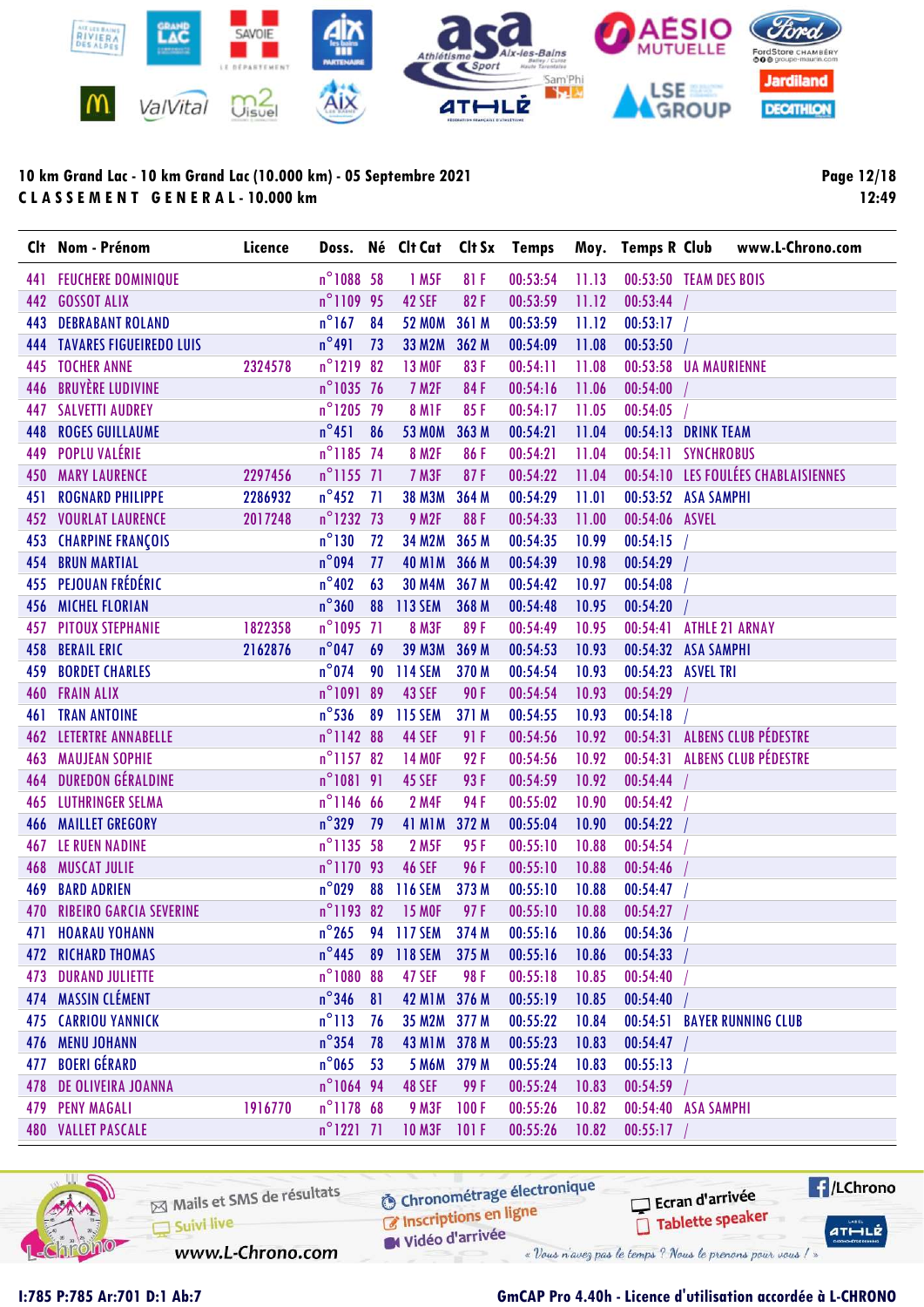**10 km Grand Lac - 10 km Grand Lac (10.000 km) - 05 Septembre 2021**
**C L A S S E M E N T  G E N E R A L - 10.000 km**

| Clt | Nom - Prénom | Licence | Doss. | Né | Clt Cat | Clt Sx | Temps | Moy. | Temps R | Club |
|---|---|---|---|---|---|---|---|---|---|---|
| 441 | FEUCHERE DOMINIQUE | | n°1088 | 58 | 1 M5F | 81 F | 00:53:54 | 11.13 | 00:53:50 | TEAM DES BOIS |
| 442 | GOSSOT ALIX | | n°1109 | 95 | 42 SEF | 82 F | 00:53:59 | 11.12 | 00:53:44 | / |
| 443 | DEBRABANT ROLAND | | n°167 | 84 | 52 M0M | 361 M | 00:53:59 | 11.12 | 00:53:17 | / |
| 444 | TAVARES FIGUEIREDO LUIS | | n°491 | 73 | 33 M2M | 362 M | 00:54:09 | 11.08 | 00:53:50 | / |
| 445 | TOCHER ANNE | 2324578 | n°1219 | 82 | 13 M0F | 83 F | 00:54:11 | 11.08 | 00:53:58 | UA MAURIENNE |
| 446 | BRUYÈRE LUDIVINE | | n°1035 | 76 | 7 M2F | 84 F | 00:54:16 | 11.06 | 00:54:00 | / |
| 447 | SALVETTI AUDREY | | n°1205 | 79 | 8 M1F | 85 F | 00:54:17 | 11.05 | 00:54:05 | / |
| 448 | ROGES GUILLAUME | | n°451 | 86 | 53 M0M | 363 M | 00:54:21 | 11.04 | 00:54:13 | DRINK TEAM |
| 449 | POPLU VALÉRIE | | n°1185 | 74 | 8 M2F | 86 F | 00:54:21 | 11.04 | 00:54:11 | SYNCHROBUS |
| 450 | MARY LAURENCE | 2297456 | n°1155 | 71 | 7 M3F | 87 F | 00:54:22 | 11.04 | 00:54:10 | LES FOULÉES CHABLAISIENNES |
| 451 | ROGNARD PHILIPPE | 2286932 | n°452 | 71 | 38 M3M | 364 M | 00:54:29 | 11.01 | 00:53:52 | ASA SAMPHI |
| 452 | VOURLAT LAURENCE | 2017248 | n°1232 | 73 | 9 M2F | 88 F | 00:54:33 | 11.00 | 00:54:06 | ASVEL |
| 453 | CHARPINE FRANÇOIS | | n°130 | 72 | 34 M2M | 365 M | 00:54:35 | 10.99 | 00:54:15 | / |
| 454 | BRUN MARTIAL | | n°094 | 77 | 40 M1M | 366 M | 00:54:39 | 10.98 | 00:54:29 | / |
| 455 | PEJOUAN FRÉDÉRIC | | n°402 | 63 | 30 M4M | 367 M | 00:54:42 | 10.97 | 00:54:08 | / |
| 456 | MICHEL FLORIAN | | n°360 | 88 | 113 SEM | 368 M | 00:54:48 | 10.95 | 00:54:20 | / |
| 457 | PITOUX STEPHANIE | 1822358 | n°1095 | 71 | 8 M3F | 89 F | 00:54:49 | 10.95 | 00:54:41 | ATHLE 21 ARNAY |
| 458 | BERAIL ERIC | 2162876 | n°047 | 69 | 39 M3M | 369 M | 00:54:53 | 10.93 | 00:54:32 | ASA SAMPHI |
| 459 | BORDET CHARLES | | n°074 | 90 | 114 SEM | 370 M | 00:54:54 | 10.93 | 00:54:23 | ASVEL TRI |
| 460 | FRAIN ALIX | | n°1091 | 89 | 43 SEF | 90 F | 00:54:54 | 10.93 | 00:54:29 | / |
| 461 | TRAN ANTOINE | | n°536 | 89 | 115 SEM | 371 M | 00:54:55 | 10.93 | 00:54:18 | / |
| 462 | LETERTRE ANNABELLE | | n°1142 | 88 | 44 SEF | 91 F | 00:54:56 | 10.92 | 00:54:31 | ALBENS CLUB PÉDESTRE |
| 463 | MAUJEAN SOPHIE | | n°1157 | 82 | 14 M0F | 92 F | 00:54:56 | 10.92 | 00:54:31 | ALBENS CLUB PÉDESTRE |
| 464 | DUREDON GÉRALDINE | | n°1081 | 91 | 45 SEF | 93 F | 00:54:59 | 10.92 | 00:54:44 | / |
| 465 | LUTHRINGER SELMA | | n°1146 | 66 | 2 M4F | 94 F | 00:55:02 | 10.90 | 00:54:42 | / |
| 466 | MAILLET GREGORY | | n°329 | 79 | 41 M1M | 372 M | 00:55:04 | 10.90 | 00:54:22 | / |
| 467 | LE RUEN NADINE | | n°1135 | 58 | 2 M5F | 95 F | 00:55:10 | 10.88 | 00:54:54 | / |
| 468 | MUSCAT JULIE | | n°1170 | 93 | 46 SEF | 96 F | 00:55:10 | 10.88 | 00:54:46 | / |
| 469 | BARD ADRIEN | | n°029 | 88 | 116 SEM | 373 M | 00:55:10 | 10.88 | 00:54:47 | / |
| 470 | RIBEIRO GARCIA SEVERINE | | n°1193 | 82 | 15 M0F | 97 F | 00:55:10 | 10.88 | 00:54:27 | / |
| 471 | HOARAU YOHANN | | n°265 | 94 | 117 SEM | 374 M | 00:55:16 | 10.86 | 00:54:36 | / |
| 472 | RICHARD THOMAS | | n°445 | 89 | 118 SEM | 375 M | 00:55:16 | 10.86 | 00:54:33 | / |
| 473 | DURAND JULIETTE | | n°1080 | 88 | 47 SEF | 98 F | 00:55:18 | 10.85 | 00:54:40 | / |
| 474 | MASSIN CLÉMENT | | n°346 | 81 | 42 M1M | 376 M | 00:55:19 | 10.85 | 00:54:40 | / |
| 475 | CARRIOU YANNICK | | n°113 | 76 | 35 M2M | 377 M | 00:55:22 | 10.84 | 00:54:51 | BAYER RUNNING CLUB |
| 476 | MENU JOHANN | | n°354 | 78 | 43 M1M | 378 M | 00:55:23 | 10.83 | 00:54:47 | / |
| 477 | BOERI GÉRARD | | n°065 | 53 | 5 M6M | 379 M | 00:55:24 | 10.83 | 00:55:13 | / |
| 478 | DE OLIVEIRA JOANNA | | n°1064 | 94 | 48 SEF | 99 F | 00:55:24 | 10.83 | 00:54:59 | / |
| 479 | PENY MAGALI | 1916770 | n°1178 | 68 | 9 M3F | 100 F | 00:55:26 | 10.82 | 00:54:40 | ASA SAMPHI |
| 480 | VALLET PASCALE | | n°1221 | 71 | 10 M3F | 101 F | 00:55:26 | 10.82 | 00:55:17 | / |

I:785 P:785 Ar:701 D:1 Ab:7

GmCAP Pro 4.40h - Licence d'utilisation accordée à L-CHRONO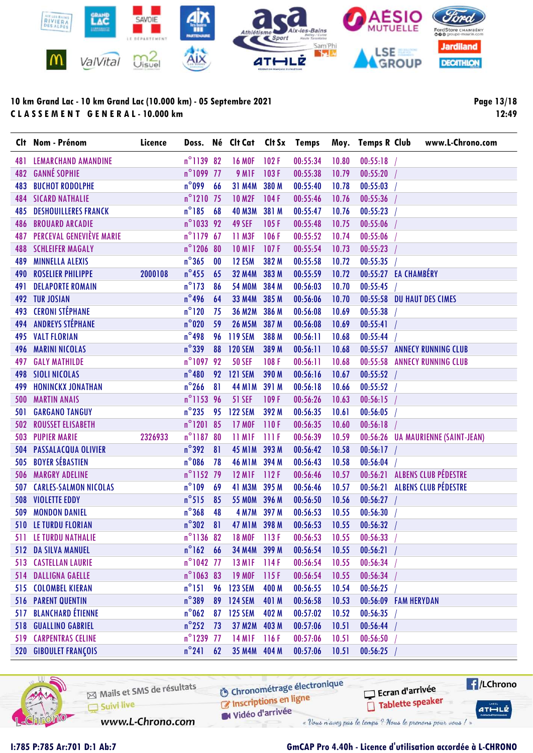**10 km Grand Lac - 10 km Grand Lac (10.000 km) - 05 Septembre 2021**

**CLASSEMENT GENERAL - 10.000 km**

| Clt | Nom - Prénom | Licence | Doss. | Né | Clt Cat | Clt Sx | Temps | Moy. | Temps R | Club |
|---|---|---|---|---|---|---|---|---|---|---|
| 481 | LEMARCHAND AMANDINE | | n°1139 | 82 | 16 M0F | 102 F | 00:55:34 | 10.80 | 00:55:18 | / |
| 482 | GANNÉ SOPHIE | | n°1099 | 77 | 9 M1F | 103 F | 00:55:38 | 10.79 | 00:55:20 | / |
| 483 | BUCHOT RODOLPHE | | n°099 | 66 | 31 M4M | 380 M | 00:55:40 | 10.78 | 00:55:03 | / |
| 484 | SICARD NATHALIE | | n°1210 | 75 | 10 M2F | 104 F | 00:55:46 | 10.76 | 00:55:36 | / |
| 485 | DESHOUILLERES FRANCK | | n°185 | 68 | 40 M3M | 381 M | 00:55:47 | 10.76 | 00:55:23 | / |
| 486 | BROUARD ARCADIE | | n°1033 | 92 | 49 SEF | 105 F | 00:55:48 | 10.75 | 00:55:06 | / |
| 487 | PERCEVAL GENEVIÈVE MARIE | | n°1179 | 67 | 11 M3F | 106 F | 00:55:52 | 10.74 | 00:55:06 | / |
| 488 | SCHLEIFER MAGALY | | n°1206 | 80 | 10 M1F | 107 F | 00:55:54 | 10.73 | 00:55:23 | / |
| 489 | MINNELLA ALEXIS | | n°365 | 00 | 12 ESM | 382 M | 00:55:58 | 10.72 | 00:55:35 | / |
| 490 | ROSELIER PHILIPPE | 2000108 | n°455 | 65 | 32 M4M | 383 M | 00:55:59 | 10.72 | 00:55:27 | EA CHAMBÉRY |
| 491 | DELAPORTE ROMAIN | | n°173 | 86 | 54 M0M | 384 M | 00:56:03 | 10.70 | 00:55:45 | / |
| 492 | TUR JOSIAN | | n°496 | 64 | 33 M4M | 385 M | 00:56:06 | 10.70 | 00:55:58 | DU HAUT DES CIMES |
| 493 | CERONI STÉPHANE | | n°120 | 75 | 36 M2M | 386 M | 00:56:08 | 10.69 | 00:55:38 | / |
| 494 | ANDREYS STÉPHANE | | n°020 | 59 | 26 M5M | 387 M | 00:56:08 | 10.69 | 00:55:41 | / |
| 495 | VALT FLORIAN | | n°498 | 96 | 119 SEM | 388 M | 00:56:11 | 10.68 | 00:55:44 | / |
| 496 | MARINI NICOLAS | | n°339 | 88 | 120 SEM | 389 M | 00:56:11 | 10.68 | 00:55:57 | ANNECY RUNNING CLUB |
| 497 | GALY MATHILDE | | n°1097 | 92 | 50 SEF | 108 F | 00:56:11 | 10.68 | 00:55:58 | ANNECY RUNNING CLUB |
| 498 | SIOLI NICOLAS | | n°480 | 92 | 121 SEM | 390 M | 00:56:16 | 10.67 | 00:55:52 | / |
| 499 | HONINCKX JONATHAN | | n°266 | 81 | 44 M1M | 391 M | 00:56:18 | 10.66 | 00:55:52 | / |
| 500 | MARTIN ANAIS | | n°1153 | 96 | 51 SEF | 109 F | 00:56:26 | 10.63 | 00:56:15 | / |
| 501 | GARGANO TANGUY | | n°235 | 95 | 122 SEM | 392 M | 00:56:35 | 10.61 | 00:56:05 | / |
| 502 | ROUSSET ELISABETH | | n°1201 | 85 | 17 M0F | 110 F | 00:56:35 | 10.60 | 00:56:18 | / |
| 503 | PUPIER MARIE | 2326933 | n°1187 | 80 | 11 M1F | 111 F | 00:56:39 | 10.59 | 00:56:26 | UA MAURIENNE (SAINT-JEAN) |
| 504 | PASSALACQUA OLIVIER | | n°392 | 81 | 45 M1M | 393 M | 00:56:42 | 10.58 | 00:56:17 | / |
| 505 | BOYER SÉBASTIEN | | n°086 | 78 | 46 M1M | 394 M | 00:56:43 | 10.58 | 00:56:04 | / |
| 506 | MARGRY ADELINE | | n°1152 | 79 | 12 M1F | 112 F | 00:56:46 | 10.57 | 00:56:21 | ALBENS CLUB PÉDESTRE |
| 507 | CARLES-SALMON NICOLAS | | n°109 | 69 | 41 M3M | 395 M | 00:56:46 | 10.57 | 00:56:21 | ALBENS CLUB PÉDESTRE |
| 508 | VIOLETTE EDDY | | n°515 | 85 | 55 M0M | 396 M | 00:56:50 | 10.56 | 00:56:27 | / |
| 509 | MONDON DANIEL | | n°368 | 48 | 4 M7M | 397 M | 00:56:53 | 10.55 | 00:56:30 | / |
| 510 | LE TURDU FLORIAN | | n°302 | 81 | 47 M1M | 398 M | 00:56:53 | 10.55 | 00:56:32 | / |
| 511 | LE TURDU NATHALIE | | n°1136 | 82 | 18 M0F | 113 F | 00:56:53 | 10.55 | 00:56:33 | / |
| 512 | DA SILVA MANUEL | | n°162 | 66 | 34 M4M | 399 M | 00:56:54 | 10.55 | 00:56:21 | / |
| 513 | CASTELLAN LAURIE | | n°1042 | 77 | 13 M1F | 114 F | 00:56:54 | 10.55 | 00:56:34 | / |
| 514 | DALLIGNA GAELLE | | n°1063 | 83 | 19 M0F | 115 F | 00:56:54 | 10.55 | 00:56:34 | / |
| 515 | COLOMBEL KIERAN | | n°151 | 96 | 123 SEM | 400 M | 00:56:55 | 10.54 | 00:56:25 | / |
| 516 | PARENT QUENTIN | | n°389 | 89 | 124 SEM | 401 M | 00:56:58 | 10.53 | 00:56:09 | FAM HERYDAN |
| 517 | BLANCHARD ÉTIENNE | | n°062 | 87 | 125 SEM | 402 M | 00:57:02 | 10.52 | 00:56:35 | / |
| 518 | GUALLINO GABRIEL | | n°252 | 73 | 37 M2M | 403 M | 00:57:06 | 10.51 | 00:56:44 | / |
| 519 | CARPENTRAS CELINE | | n°1239 | 77 | 14 M1F | 116 F | 00:57:06 | 10.51 | 00:56:50 | / |
| 520 | GIBOULET FRANÇOIS | | n°241 | 62 | 35 M4M | 404 M | 00:57:06 | 10.51 | 00:56:25 | / |

I:785 P:785 Ar:701 D:1 Ab:7

GmCAP Pro 4.40h - Licence d'utilisation accordée à L-CHRONO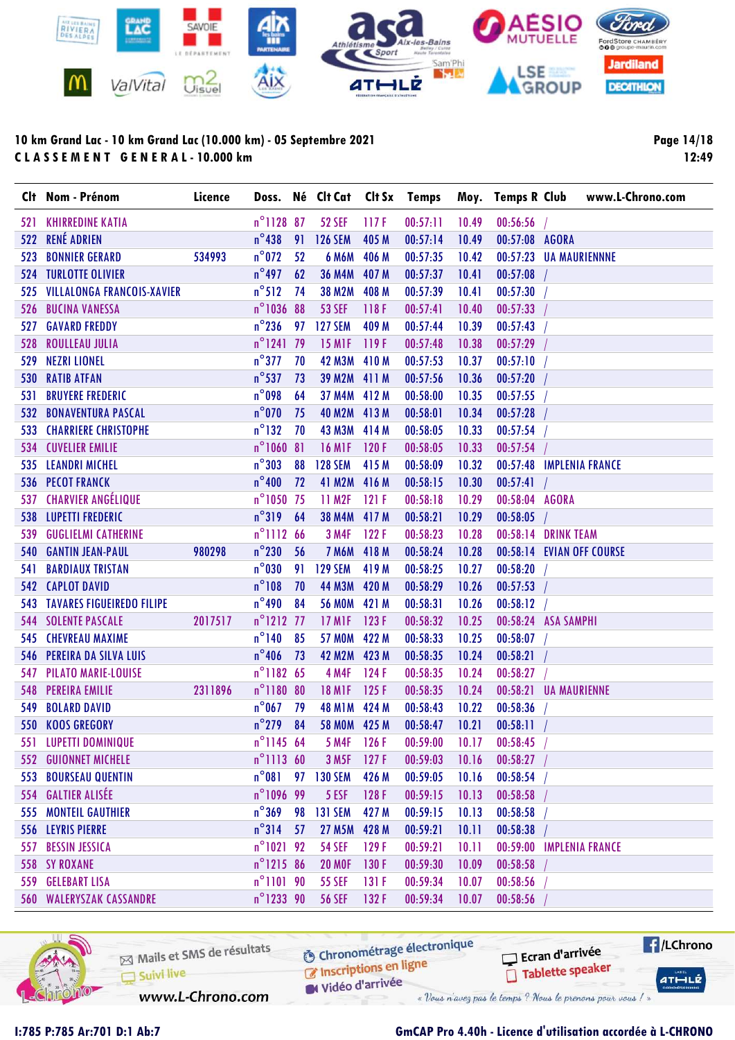**10 km Grand Lac - 10 km Grand Lac (10.000 km) - 05 Septembre 2021**
**C L A S S E M E N T G E N E R A L - 10.000 km**

| Clt | Nom - Prénom | Licence | Doss. | Né | Clt Cat | Clt Sx | Temps | Moy. | Temps R | Club |
|---|---|---|---|---|---|---|---|---|---|---|
| 521 | KHIRREDINE KATIA | | n°1128 | 87 | 52 SEF | 117 F | 00:57:11 | 10.49 | 00:56:56 | / |
| 522 | RENÉ ADRIEN | | n°438 | 91 | 126 SEM | 405 M | 00:57:14 | 10.49 | 00:57:08 | AGORA |
| 523 | BONNIER GERARD | 534993 | n°072 | 52 | 6 M6M | 406 M | 00:57:35 | 10.42 | 00:57:23 | UA MAURIENNE |
| 524 | TURLOTTE OLIVIER | | n°497 | 62 | 36 M4M | 407 M | 00:57:37 | 10.41 | 00:57:08 | / |
| 525 | VILLALONGA FRANCOIS-XAVIER | | n°512 | 74 | 38 M2M | 408 M | 00:57:39 | 10.41 | 00:57:30 | / |
| 526 | BUCINA VANESSA | | n°1036 | 88 | 53 SEF | 118 F | 00:57:41 | 10.40 | 00:57:33 | / |
| 527 | GAVARD FREDDY | | n°236 | 97 | 127 SEM | 409 M | 00:57:44 | 10.39 | 00:57:43 | / |
| 528 | ROULLEAU JULIA | | n°1241 | 79 | 15 M1F | 119 F | 00:57:48 | 10.38 | 00:57:29 | / |
| 529 | NEZRI LIONEL | | n°377 | 70 | 42 M3M | 410 M | 00:57:53 | 10.37 | 00:57:10 | / |
| 530 | RATIB ATFAN | | n°537 | 73 | 39 M2M | 411 M | 00:57:56 | 10.36 | 00:57:20 | / |
| 531 | BRUYERE FREDERIC | | n°098 | 64 | 37 M4M | 412 M | 00:58:00 | 10.35 | 00:57:55 | / |
| 532 | BONAVENTURA PASCAL | | n°070 | 75 | 40 M2M | 413 M | 00:58:01 | 10.34 | 00:57:28 | / |
| 533 | CHARRIERE CHRISTOPHE | | n°132 | 70 | 43 M3M | 414 M | 00:58:05 | 10.33 | 00:57:54 | / |
| 534 | CUVELIER EMILIE | | n°1060 | 81 | 16 M1F | 120 F | 00:58:05 | 10.33 | 00:57:54 | / |
| 535 | LEANDRI MICHEL | | n°303 | 88 | 128 SEM | 415 M | 00:58:09 | 10.32 | 00:57:48 | IMPLENIA FRANCE |
| 536 | PECOT FRANCK | | n°400 | 72 | 41 M2M | 416 M | 00:58:15 | 10.30 | 00:57:41 | / |
| 537 | CHARVIER ANGÉLIQUE | | n°1050 | 75 | 11 M2F | 121 F | 00:58:18 | 10.29 | 00:58:04 | AGORA |
| 538 | LUPETTI FREDERIC | | n°319 | 64 | 38 M4M | 417 M | 00:58:21 | 10.29 | 00:58:05 | / |
| 539 | GUGLIELMI CATHERINE | | n°1112 | 66 | 3 M4F | 122 F | 00:58:23 | 10.28 | 00:58:14 | DRINK TEAM |
| 540 | GANTIN JEAN-PAUL | 980298 | n°230 | 56 | 7 M6M | 418 M | 00:58:24 | 10.28 | 00:58:14 | EVIAN OFF COURSE |
| 541 | BARDIAUX TRISTAN | | n°030 | 91 | 129 SEM | 419 M | 00:58:25 | 10.27 | 00:58:20 | / |
| 542 | CAPLOT DAVID | | n°108 | 70 | 44 M3M | 420 M | 00:58:29 | 10.26 | 00:57:53 | / |
| 543 | TAVARES FIGUEIREDO FILIPE | | n°490 | 84 | 56 M0M | 421 M | 00:58:31 | 10.26 | 00:58:12 | / |
| 544 | SOLENTE PASCALE | 2017517 | n°1212 | 77 | 17 M1F | 123 F | 00:58:32 | 10.25 | 00:58:24 | ASA SAMPHI |
| 545 | CHEVREAU MAXIME | | n°140 | 85 | 57 M0M | 422 M | 00:58:33 | 10.25 | 00:58:07 | / |
| 546 | PEREIRA DA SILVA LUIS | | n°406 | 73 | 42 M2M | 423 M | 00:58:35 | 10.24 | 00:58:21 | / |
| 547 | PILATO MARIE-LOUISE | | n°1182 | 65 | 4 M4F | 124 F | 00:58:35 | 10.24 | 00:58:27 | / |
| 548 | PEREIRA EMILIE | 2311896 | n°1180 | 80 | 18 M1F | 125 F | 00:58:35 | 10.24 | 00:58:21 | UA MAURIENNE |
| 549 | BOLARD DAVID | | n°067 | 79 | 48 M1M | 424 M | 00:58:43 | 10.22 | 00:58:36 | / |
| 550 | KOOS GREGORY | | n°279 | 84 | 58 M0M | 425 M | 00:58:47 | 10.21 | 00:58:11 | / |
| 551 | LUPETTI DOMINIQUE | | n°1145 | 64 | 5 M4F | 126 F | 00:59:00 | 10.17 | 00:58:45 | / |
| 552 | GUIONNET MICHELE | | n°1113 | 60 | 3 M5F | 127 F | 00:59:03 | 10.16 | 00:58:27 | / |
| 553 | BOURSEAU QUENTIN | | n°081 | 97 | 130 SEM | 426 M | 00:59:05 | 10.16 | 00:58:54 | / |
| 554 | GALTIER ALISÉE | | n°1096 | 99 | 5 ESF | 128 F | 00:59:15 | 10.13 | 00:58:58 | / |
| 555 | MONTEIL GAUTHIER | | n°369 | 98 | 131 SEM | 427 M | 00:59:15 | 10.13 | 00:58:58 | / |
| 556 | LEYRIS PIERRE | | n°314 | 57 | 27 M5M | 428 M | 00:59:21 | 10.11 | 00:58:38 | / |
| 557 | BESSIN JESSICA | | n°1021 | 92 | 54 SEF | 129 F | 00:59:21 | 10.11 | 00:59:00 | IMPLENIA FRANCE |
| 558 | SY ROXANE | | n°1215 | 86 | 20 M0F | 130 F | 00:59:30 | 10.09 | 00:58:58 | / |
| 559 | GELEBART LISA | | n°1101 | 90 | 55 SEF | 131 F | 00:59:34 | 10.07 | 00:58:56 | / |
| 560 | WALERYSZAK CASSANDRE | | n°1233 | 90 | 56 SEF | 132 F | 00:59:34 | 10.07 | 00:58:56 | / |

I:785 P:785 Ar:701 D:1 Ab:7

GmCAP Pro 4.40h - Licence d'utilisation accordée à L-CHRONO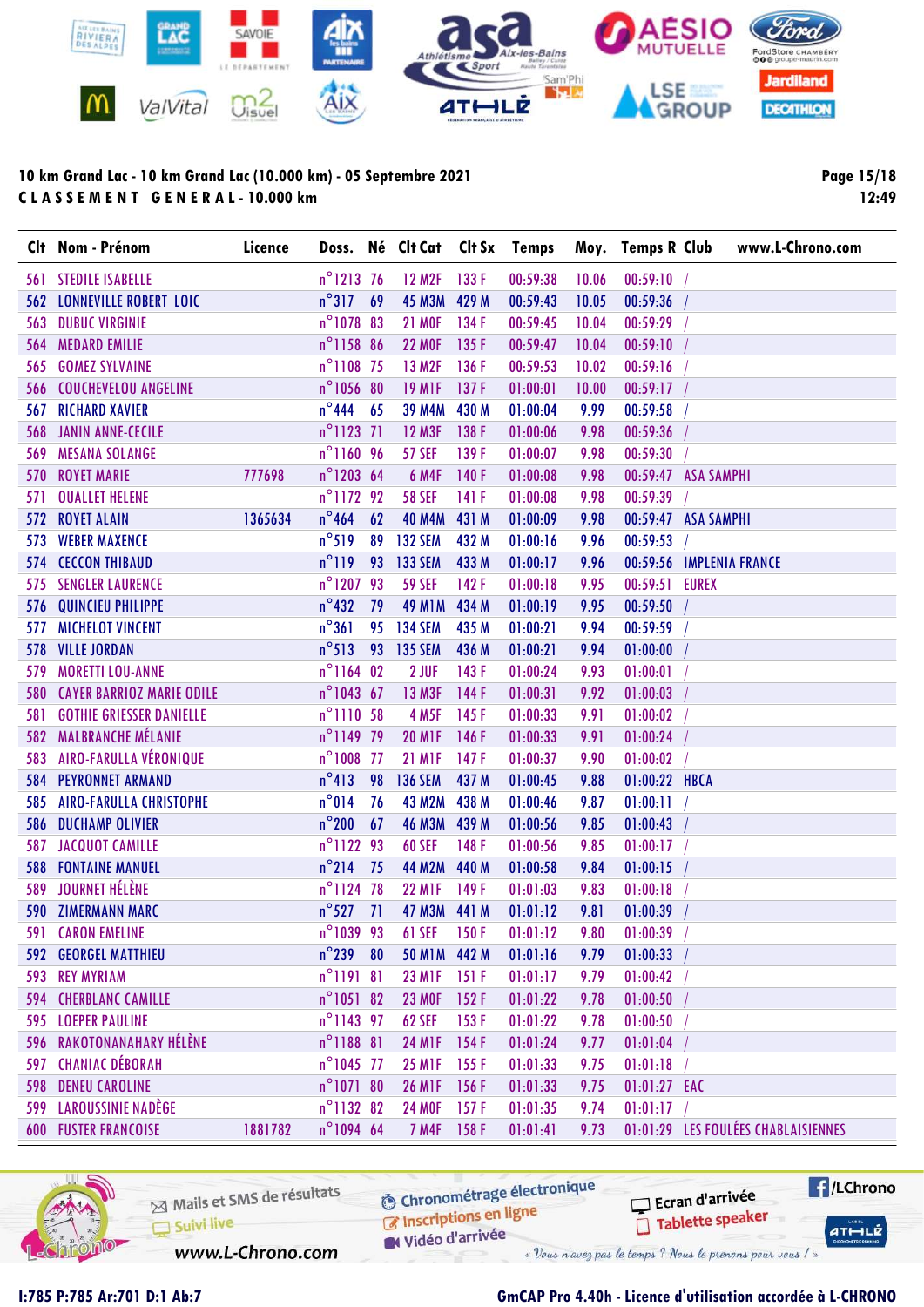**10 km Grand Lac - 10 km Grand Lac (10.000 km) - 05 Septembre 2021**
**CLASSEMENT GENERAL - 10.000 km**

| Clt | Nom - Prénom | Licence | Doss. | Né | Clt Cat | Clt Sx | Temps | Moy. | Temps R | Club |
|---|---|---|---|---|---|---|---|---|---|---|
| 561 | STEDILE ISABELLE | | n°1213 | 76 | 12 M2F | 133 F | 00:59:38 | 10.06 | 00:59:10 | / |
| 562 | LONNEVILLE ROBERT LOIC | | n°317 | 69 | 45 M3M | 429 M | 00:59:43 | 10.05 | 00:59:36 | / |
| 563 | DUBUC VIRGINIE | | n°1078 | 83 | 21 M0F | 134 F | 00:59:45 | 10.04 | 00:59:29 | / |
| 564 | MEDARD EMILIE | | n°1158 | 86 | 22 M0F | 135 F | 00:59:47 | 10.04 | 00:59:10 | / |
| 565 | GOMEZ SYLVAINE | | n°1108 | 75 | 13 M2F | 136 F | 00:59:53 | 10.02 | 00:59:16 | / |
| 566 | COUCHEVELOU ANGELINE | | n°1056 | 80 | 19 M1F | 137 F | 01:00:01 | 10.00 | 00:59:17 | / |
| 567 | RICHARD XAVIER | | n°444 | 65 | 39 M4M | 430 M | 01:00:04 | 9.99 | 00:59:58 | / |
| 568 | JANIN ANNE-CECILE | | n°1123 | 71 | 12 M3F | 138 F | 01:00:06 | 9.98 | 00:59:36 | / |
| 569 | MESANA SOLANGE | | n°1160 | 96 | 57 SEF | 139 F | 01:00:07 | 9.98 | 00:59:30 | / |
| 570 | ROYET MARIE | 777698 | n°1203 | 64 | 6 M4F | 140 F | 01:00:08 | 9.98 | 00:59:47 | ASA SAMPHI |
| 571 | OUALLET HELENE | | n°1172 | 92 | 58 SEF | 141 F | 01:00:08 | 9.98 | 00:59:39 | / |
| 572 | ROYET ALAIN | 1365634 | n°464 | 62 | 40 M4M | 431 M | 01:00:09 | 9.98 | 00:59:47 | ASA SAMPHI |
| 573 | WEBER MAXENCE | | n°519 | 89 | 132 SEM | 432 M | 01:00:16 | 9.96 | 00:59:53 | / |
| 574 | CECCON THIBAUD | | n°119 | 93 | 133 SEM | 433 M | 01:00:17 | 9.96 | 00:59:56 | IMPLENIA FRANCE |
| 575 | SENGLER LAURENCE | | n°1207 | 93 | 59 SEF | 142 F | 01:00:18 | 9.95 | 00:59:51 | EUREX |
| 576 | QUINCIEU PHILIPPE | | n°432 | 79 | 49 M1M | 434 M | 01:00:19 | 9.95 | 00:59:50 | / |
| 577 | MICHELOT VINCENT | | n°361 | 95 | 134 SEM | 435 M | 01:00:21 | 9.94 | 00:59:59 | / |
| 578 | VILLE JORDAN | | n°513 | 93 | 135 SEM | 436 M | 01:00:21 | 9.94 | 01:00:00 | / |
| 579 | MORETTI LOU-ANNE | | n°1164 | 02 | 2 JUF | 143 F | 01:00:24 | 9.93 | 01:00:01 | / |
| 580 | CAYER BARRIOZ MARIE ODILE | | n°1043 | 67 | 13 M3F | 144 F | 01:00:31 | 9.92 | 01:00:03 | / |
| 581 | GOTHIE GRIESSER DANIELLE | | n°1110 | 58 | 4 M5F | 145 F | 01:00:33 | 9.91 | 01:00:02 | / |
| 582 | MALBRANCHE MÉLANIE | | n°1149 | 79 | 20 M1F | 146 F | 01:00:33 | 9.91 | 01:00:24 | / |
| 583 | AIRO-FARULLA VÉRONIQUE | | n°1008 | 77 | 21 M1F | 147 F | 01:00:37 | 9.90 | 01:00:02 | / |
| 584 | PEYRONNET ARMAND | | n°413 | 98 | 136 SEM | 437 M | 01:00:45 | 9.88 | 01:00:22 | HBCA |
| 585 | AIRO-FARULLA CHRISTOPHE | | n°014 | 76 | 43 M2M | 438 M | 01:00:46 | 9.87 | 01:00:11 | / |
| 586 | DUCHAMP OLIVIER | | n°200 | 67 | 46 M3M | 439 M | 01:00:56 | 9.85 | 01:00:43 | / |
| 587 | JACQUOT CAMILLE | | n°1122 | 93 | 60 SEF | 148 F | 01:00:56 | 9.85 | 01:00:17 | / |
| 588 | FONTAINE MANUEL | | n°214 | 75 | 44 M2M | 440 M | 01:00:58 | 9.84 | 01:00:15 | / |
| 589 | JOURNET HÉLÈNE | | n°1124 | 78 | 22 M1F | 149 F | 01:01:03 | 9.83 | 01:00:18 | / |
| 590 | ZIMERMANN MARC | | n°527 | 71 | 47 M3M | 441 M | 01:01:12 | 9.81 | 01:00:39 | / |
| 591 | CARON EMELINE | | n°1039 | 93 | 61 SEF | 150 F | 01:01:12 | 9.80 | 01:00:39 | / |
| 592 | GEORGEL MATTHIEU | | n°239 | 80 | 50 M1M | 442 M | 01:01:16 | 9.79 | 01:00:33 | / |
| 593 | REY MYRIAM | | n°1191 | 81 | 23 M1F | 151 F | 01:01:17 | 9.79 | 01:00:42 | / |
| 594 | CHERBLANC CAMILLE | | n°1051 | 82 | 23 M0F | 152 F | 01:01:22 | 9.78 | 01:00:50 | / |
| 595 | LOEPER PAULINE | | n°1143 | 97 | 62 SEF | 153 F | 01:01:22 | 9.78 | 01:00:50 | / |
| 596 | RAKOTONANAHARY HÉLÈNE | | n°1188 | 81 | 24 M1F | 154 F | 01:01:24 | 9.77 | 01:01:04 | / |
| 597 | CHANIAC DÉBORAH | | n°1045 | 77 | 25 M1F | 155 F | 01:01:33 | 9.75 | 01:01:18 | / |
| 598 | DENEU CAROLINE | | n°1071 | 80 | 26 M1F | 156 F | 01:01:33 | 9.75 | 01:01:27 | EAC |
| 599 | LAROUSSINIE NADÈGE | | n°1132 | 82 | 24 M0F | 157 F | 01:01:35 | 9.74 | 01:01:17 | / |
| 600 | FUSTER FRANCOISE | 1881782 | n°1094 | 64 | 7 M4F | 158 F | 01:01:41 | 9.73 | 01:01:29 | LES FOULÉES CHABLAISIENNES |

I:785 P:785 Ar:701 D:1 Ab:7

GmCAP Pro 4.40h - Licence d'utilisation accordée à L-CHRONO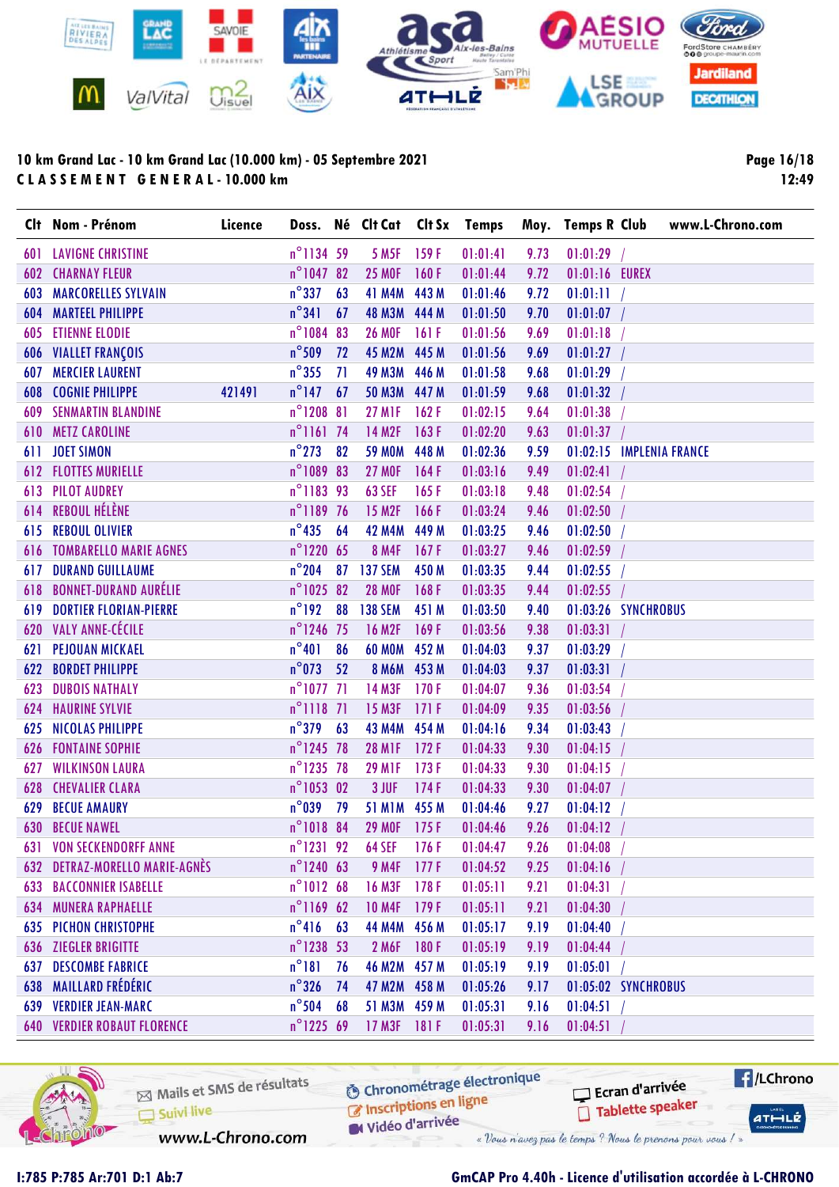## 10 km Grand Lac - 10 km Grand Lac (10.000 km) - 05 Septembre 2021

**CLASSEMENT GENERAL - 10.000 km**

| Clt | Nom - Prénom | Licence | Doss. | Né | Clt Cat | Clt Sx | Temps | Moy. | Temps R | Club | www.L-Chrono.com |
|---|---|---|---|---|---|---|---|---|---|---|---|
| 601 | LAVIGNE CHRISTINE | | n°1134 | 59 | 5 M5F | 159 F | 01:01:41 | 9.73 | 01:01:29 | / | |
| 602 | CHARNAY FLEUR | | n°1047 | 82 | 25 M0F | 160 F | 01:01:44 | 9.72 | 01:01:16 | EUREX | |
| 603 | MARCORELLES SYLVAIN | | n°337 | 63 | 41 M4M | 443 M | 01:01:46 | 9.72 | 01:01:11 | / | |
| 604 | MARTEEL PHILIPPE | | n°341 | 67 | 48 M3M | 444 M | 01:01:50 | 9.70 | 01:01:07 | / | |
| 605 | ETIENNE ELODIE | | n°1084 | 83 | 26 M0F | 161 F | 01:01:56 | 9.69 | 01:01:18 | / | |
| 606 | VIALLET FRANÇOIS | | n°509 | 72 | 45 M2M | 445 M | 01:01:56 | 9.69 | 01:01:27 | / | |
| 607 | MERCIER LAURENT | | n°355 | 71 | 49 M3M | 446 M | 01:01:58 | 9.68 | 01:01:29 | / | |
| 608 | COGNIE PHILIPPE | 421491 | n°147 | 67 | 50 M3M | 447 M | 01:01:59 | 9.68 | 01:01:32 | / | |
| 609 | SENMARTIN BLANDINE | | n°1208 | 81 | 27 M1F | 162 F | 01:02:15 | 9.64 | 01:01:38 | / | |
| 610 | METZ CAROLINE | | n°1161 | 74 | 14 M2F | 163 F | 01:02:20 | 9.63 | 01:01:37 | / | |
| 611 | JOET SIMON | | n°273 | 82 | 59 M0M | 448 M | 01:02:36 | 9.59 | 01:02:15 | IMPLENIA FRANCE | |
| 612 | FLOTTES MURIELLE | | n°1089 | 83 | 27 M0F | 164 F | 01:03:16 | 9.49 | 01:02:41 | / | |
| 613 | PILOT AUDREY | | n°1183 | 93 | 63 SEF | 165 F | 01:03:18 | 9.48 | 01:02:54 | / | |
| 614 | REBOUL HÉLÈNE | | n°1189 | 76 | 15 M2F | 166 F | 01:03:24 | 9.46 | 01:02:50 | / | |
| 615 | REBOUL OLIVIER | | n°435 | 64 | 42 M4M | 449 M | 01:03:25 | 9.46 | 01:02:50 | / | |
| 616 | TOMBARELLO MARIE AGNES | | n°1220 | 65 | 8 M4F | 167 F | 01:03:27 | 9.46 | 01:02:59 | / | |
| 617 | DURAND GUILLAUME | | n°204 | 87 | 137 SEM | 450 M | 01:03:35 | 9.44 | 01:02:55 | / | |
| 618 | BONNET-DURAND AURÉLIE | | n°1025 | 82 | 28 M0F | 168 F | 01:03:35 | 9.44 | 01:02:55 | / | |
| 619 | DORTIER FLORIAN-PIERRE | | n°192 | 88 | 138 SEM | 451 M | 01:03:50 | 9.40 | 01:03:26 | SYNCHROBUS | |
| 620 | VALY ANNE-CÉCILE | | n°1246 | 75 | 16 M2F | 169 F | 01:03:56 | 9.38 | 01:03:31 | / | |
| 621 | PEJOUAN MICKAEL | | n°401 | 86 | 60 M0M | 452 M | 01:04:03 | 9.37 | 01:03:29 | / | |
| 622 | BORDET PHILIPPE | | n°073 | 52 | 8 M6M | 453 M | 01:04:03 | 9.37 | 01:03:31 | / | |
| 623 | DUBOIS NATHALY | | n°1077 | 71 | 14 M3F | 170 F | 01:04:07 | 9.36 | 01:03:54 | / | |
| 624 | HAURINE SYLVIE | | n°1118 | 71 | 15 M3F | 171 F | 01:04:09 | 9.35 | 01:03:56 | / | |
| 625 | NICOLAS PHILIPPE | | n°379 | 63 | 43 M4M | 454 M | 01:04:16 | 9.34 | 01:03:43 | / | |
| 626 | FONTAINE SOPHIE | | n°1245 | 78 | 28 M1F | 172 F | 01:04:33 | 9.30 | 01:04:15 | / | |
| 627 | WILKINSON LAURA | | n°1235 | 78 | 29 M1F | 173 F | 01:04:33 | 9.30 | 01:04:15 | / | |
| 628 | CHEVALIER CLARA | | n°1053 | 02 | 3 JUF | 174 F | 01:04:33 | 9.30 | 01:04:07 | / | |
| 629 | BECUE AMAURY | | n°039 | 79 | 51 M1M | 455 M | 01:04:46 | 9.27 | 01:04:12 | / | |
| 630 | BECUE NAWEL | | n°1018 | 84 | 29 M0F | 175 F | 01:04:46 | 9.26 | 01:04:12 | / | |
| 631 | VON SECKENDORFF ANNE | | n°1231 | 92 | 64 SEF | 176 F | 01:04:47 | 9.26 | 01:04:08 | / | |
| 632 | DETRAZ-MORELLO MARIE-AGNÈS | | n°1240 | 63 | 9 M4F | 177 F | 01:04:52 | 9.25 | 01:04:16 | / | |
| 633 | BACCONNIER ISABELLE | | n°1012 | 68 | 16 M3F | 178 F | 01:05:11 | 9.21 | 01:04:31 | / | |
| 634 | MUNERA RAPHAELLE | | n°1169 | 62 | 10 M4F | 179 F | 01:05:11 | 9.21 | 01:04:30 | / | |
| 635 | PICHON CHRISTOPHE | | n°416 | 63 | 44 M4M | 456 M | 01:05:17 | 9.19 | 01:04:40 | / | |
| 636 | ZIEGLER BRIGITTE | | n°1238 | 53 | 2 M6F | 180 F | 01:05:19 | 9.19 | 01:04:44 | / | |
| 637 | DESCOMBE FABRICE | | n°181 | 76 | 46 M2M | 457 M | 01:05:19 | 9.19 | 01:05:01 | / | |
| 638 | MAILLARD FRÉDÉRIC | | n°326 | 74 | 47 M2M | 458 M | 01:05:26 | 9.17 | 01:05:02 | SYNCHROBUS | |
| 639 | VERDIER JEAN-MARC | | n°504 | 68 | 51 M3M | 459 M | 01:05:31 | 9.16 | 01:04:51 | / | |
| 640 | VERDIER ROBAUT FLORENCE | | n°1225 | 69 | 17 M3F | 181 F | 01:05:31 | 9.16 | 01:04:51 | / | |

Mails et SMS de résultats · Suivi live · www.L-Chrono.com · Chronométrage électronique · Inscriptions en ligne · Vidéo d'arrivée · Ecran d'arrivée · Tablette speaker · /LChrono

*« Vous n'avez pas le temps ? Nous le prenons pour vous ! »*

I:785 P:785 Ar:701 D:1 Ab:7

GmCAP Pro 4.40h - Licence d'utilisation accordée à L-CHRONO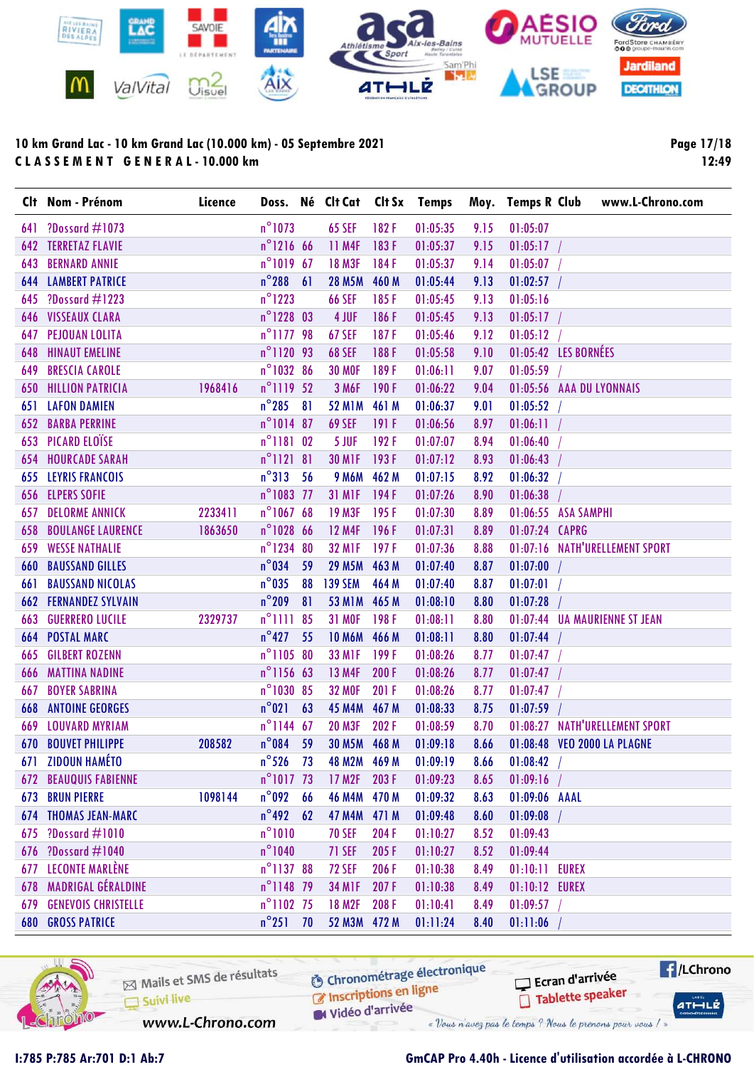**10 km Grand Lac - 10 km Grand Lac (10.000 km) - 05 Septembre 2021**
**C L A S S E M E N T   G E N E R A L - 10.000 km**

| Clt | Nom - Prénom | Licence | Doss. | Né | Clt Cat | Clt Sx | Temps | Moy. | Temps R | Club | www.L-Chrono.com |
|---|---|---|---|---|---|---|---|---|---|---|---|
| 641 | ?Dossard #1073 | | n°1073 | | 65 SEF | 182 F | 01:05:35 | 9.15 | 01:05:07 | | |
| 642 | TERRETAZ FLAVIE | | n°1216 | 66 | 11 M4F | 183 F | 01:05:37 | 9.15 | 01:05:17 | / | |
| 643 | BERNARD ANNIE | | n°1019 | 67 | 18 M3F | 184 F | 01:05:37 | 9.14 | 01:05:07 | / | |
| 644 | LAMBERT PATRICE | | n°288 | 61 | 28 M5M | 460 M | 01:05:44 | 9.13 | 01:02:57 | / | |
| 645 | ?Dossard #1223 | | n°1223 | | 66 SEF | 185 F | 01:05:45 | 9.13 | 01:05:16 | | |
| 646 | VISSEAUX CLARA | | n°1228 | 03 | 4 JUF | 186 F | 01:05:45 | 9.13 | 01:05:17 | / | |
| 647 | PEJOUAN LOLITA | | n°1177 | 98 | 67 SEF | 187 F | 01:05:46 | 9.12 | 01:05:12 | / | |
| 648 | HINAUT EMELINE | | n°1120 | 93 | 68 SEF | 188 F | 01:05:58 | 9.10 | 01:05:42 | LES BORNÉES | |
| 649 | BRESCIA CAROLE | | n°1032 | 86 | 30 M0F | 189 F | 01:06:11 | 9.07 | 01:05:59 | / | |
| 650 | HILLION PATRICIA | 1968416 | n°1119 | 52 | 3 M6F | 190 F | 01:06:22 | 9.04 | 01:05:56 | AAA DU LYONNAIS | |
| 651 | LAFON DAMIEN | | n°285 | 81 | 52 M1M | 461 M | 01:06:37 | 9.01 | 01:05:52 | / | |
| 652 | BARBA PERRINE | | n°1014 | 87 | 69 SEF | 191 F | 01:06:56 | 8.97 | 01:06:11 | / | |
| 653 | PICARD ELOÏSE | | n°1181 | 02 | 5 JUF | 192 F | 01:07:07 | 8.94 | 01:06:40 | / | |
| 654 | HOURCADE SARAH | | n°1121 | 81 | 30 M1F | 193 F | 01:07:12 | 8.93 | 01:06:43 | / | |
| 655 | LEYRIS FRANCOIS | | n°313 | 56 | 9 M6M | 462 M | 01:07:15 | 8.92 | 01:06:32 | / | |
| 656 | ELPERS SOFIE | | n°1083 | 77 | 31 M1F | 194 F | 01:07:26 | 8.90 | 01:06:38 | / | |
| 657 | DELORME ANNICK | 2233411 | n°1067 | 68 | 19 M3F | 195 F | 01:07:30 | 8.89 | 01:06:55 | ASA SAMPHI | |
| 658 | BOULANGE LAURENCE | 1863650 | n°1028 | 66 | 12 M4F | 196 F | 01:07:31 | 8.89 | 01:07:24 | CAPRG | |
| 659 | WESSE NATHALIE | | n°1234 | 80 | 32 M1F | 197 F | 01:07:36 | 8.88 | 01:07:16 | NATH'URELLEMENT SPORT | |
| 660 | BAUSSAND GILLES | | n°034 | 59 | 29 M5M | 463 M | 01:07:40 | 8.87 | 01:07:00 | / | |
| 661 | BAUSSAND NICOLAS | | n°035 | 88 | 139 SEM | 464 M | 01:07:40 | 8.87 | 01:07:01 | / | |
| 662 | FERNANDEZ SYLVAIN | | n°209 | 81 | 53 M1M | 465 M | 01:08:10 | 8.80 | 01:07:28 | / | |
| 663 | GUERRERO LUCILE | 2329737 | n°1111 | 85 | 31 M0F | 198 F | 01:08:11 | 8.80 | 01:07:44 | UA MAURIENNE ST JEAN | |
| 664 | POSTAL MARC | | n°427 | 55 | 10 M6M | 466 M | 01:08:11 | 8.80 | 01:07:44 | / | |
| 665 | GILBERT ROZENN | | n°1105 | 80 | 33 M1F | 199 F | 01:08:26 | 8.77 | 01:07:47 | / | |
| 666 | MATTINA NADINE | | n°1156 | 63 | 13 M4F | 200 F | 01:08:26 | 8.77 | 01:07:47 | / | |
| 667 | BOYER SABRINA | | n°1030 | 85 | 32 M0F | 201 F | 01:08:26 | 8.77 | 01:07:47 | / | |
| 668 | ANTOINE GEORGES | | n°021 | 63 | 45 M4M | 467 M | 01:08:33 | 8.75 | 01:07:59 | / | |
| 669 | LOUVARD MYRIAM | | n°1144 | 67 | 20 M3F | 202 F | 01:08:59 | 8.70 | 01:08:27 | NATH'URELLEMENT SPORT | |
| 670 | BOUVET PHILIPPE | 208582 | n°084 | 59 | 30 M5M | 468 M | 01:09:18 | 8.66 | 01:08:48 | VEO 2000 LA PLAGNE | |
| 671 | ZIDOUN HAMÉTO | | n°526 | 73 | 48 M2M | 469 M | 01:09:19 | 8.66 | 01:08:42 | / | |
| 672 | BEAUQUIS FABIENNE | | n°1017 | 73 | 17 M2F | 203 F | 01:09:23 | 8.65 | 01:09:16 | / | |
| 673 | BRUN PIERRE | 1098144 | n°092 | 66 | 46 M4M | 470 M | 01:09:32 | 8.63 | 01:09:06 | AAAL | |
| 674 | THOMAS JEAN-MARC | | n°492 | 62 | 47 M4M | 471 M | 01:09:48 | 8.60 | 01:09:08 | / | |
| 675 | ?Dossard #1010 | | n°1010 | | 70 SEF | 204 F | 01:10:27 | 8.52 | 01:09:43 | | |
| 676 | ?Dossard #1040 | | n°1040 | | 71 SEF | 205 F | 01:10:27 | 8.52 | 01:09:44 | | |
| 677 | LECONTE MARLÈNE | | n°1137 | 88 | 72 SEF | 206 F | 01:10:38 | 8.49 | 01:10:11 | EUREX | |
| 678 | MADRIGAL GÉRALDINE | | n°1148 | 79 | 34 M1F | 207 F | 01:10:38 | 8.49 | 01:10:12 | EUREX | |
| 679 | GENEVOIS CHRISTELLE | | n°1102 | 75 | 18 M2F | 208 F | 01:10:41 | 8.49 | 01:09:57 | / | |
| 680 | GROSS PATRICE | | n°251 | 70 | 52 M3M | 472 M | 01:11:24 | 8.40 | 01:11:06 | / | |

I:785 P:785 Ar:701 D:1 Ab:7

GmCAP Pro 4.40h - Licence d'utilisation accordée à L-CHRONO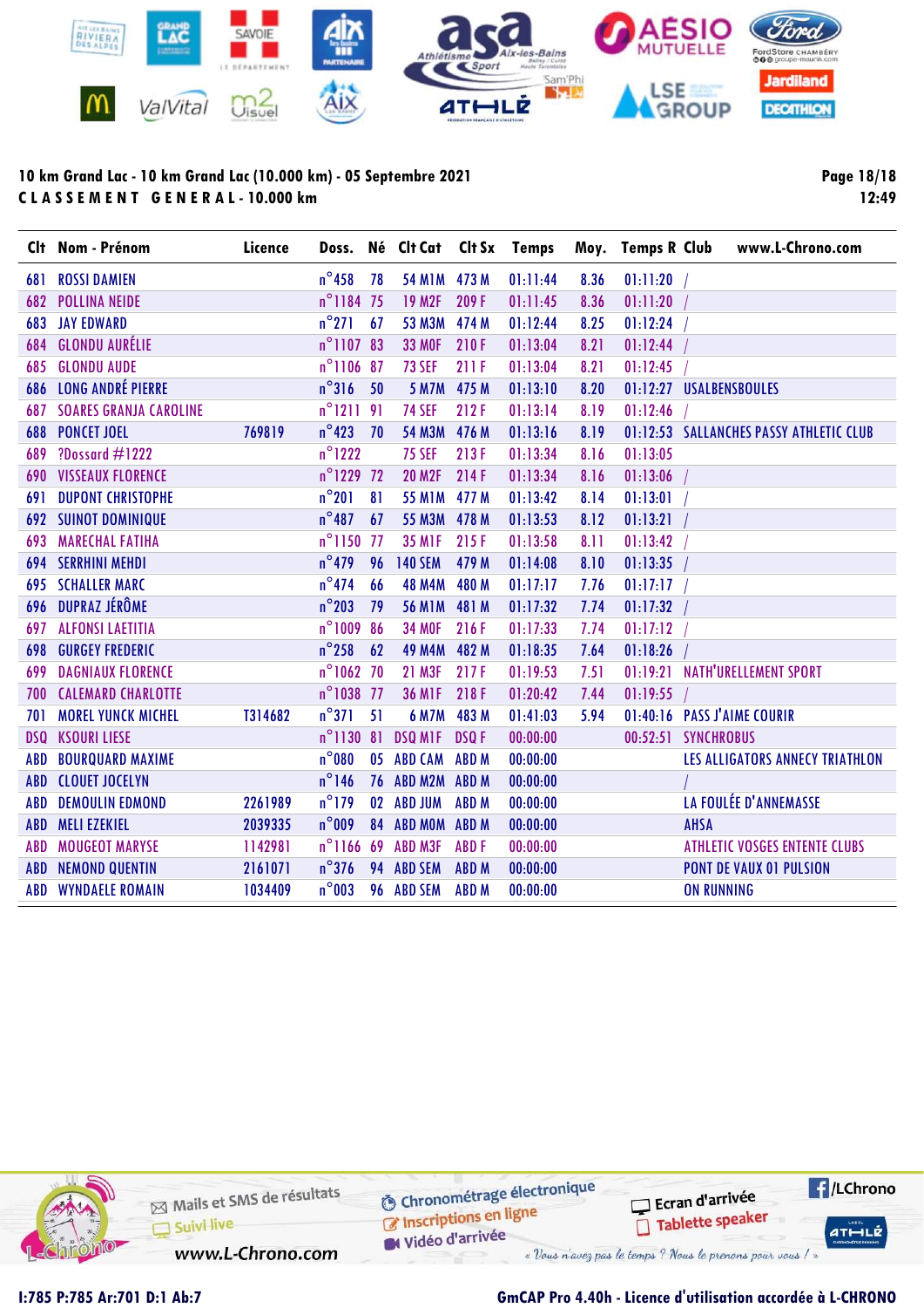**10 km Grand Lac - 10 km Grand Lac (10.000 km) - 05 Septembre 2021**
**CLASSEMENT GENERAL - 10.000 km**

Page 18/18
12:49

| Clt | Nom - Prénom | Licence | Doss. | Né | Clt Cat | Clt Sx | Temps | Moy. | Temps R | Club | www.L-Chrono.com |
|---|---|---|---|---|---|---|---|---|---|---|---|
| 681 | ROSSI DAMIEN | | n°458 | 78 | 54 M1M | 473 M | 01:11:44 | 8.36 | 01:11:20 | / | |
| 682 | POLLINA NEIDE | | n°1184 | 75 | 19 M2F | 209 F | 01:11:45 | 8.36 | 01:11:20 | / | |
| 683 | JAY EDWARD | | n°271 | 67 | 53 M3M | 474 M | 01:12:44 | 8.25 | 01:12:24 | / | |
| 684 | GLONDU AURÉLIE | | n°1107 | 83 | 33 M0F | 210 F | 01:13:04 | 8.21 | 01:12:44 | / | |
| 685 | GLONDU AUDE | | n°1106 | 87 | 73 SEF | 211 F | 01:13:04 | 8.21 | 01:12:45 | / | |
| 686 | LONG ANDRÉ PIERRE | | n°316 | 50 | 5 M7M | 475 M | 01:13:10 | 8.20 | 01:12:27 | USALBENSBOULES | |
| 687 | SOARES GRANJA CAROLINE | | n°1211 | 91 | 74 SEF | 212 F | 01:13:14 | 8.19 | 01:12:46 | / | |
| 688 | PONCET JOEL | 769819 | n°423 | 70 | 54 M3M | 476 M | 01:13:16 | 8.19 | 01:12:53 | SALLANCHES PASSY ATHLETIC CLUB | |
| 689 | ?Dossard #1222 | | n°1222 | | 75 SEF | 213 F | 01:13:34 | 8.16 | 01:13:05 | | |
| 690 | VISSEAUX FLORENCE | | n°1229 | 72 | 20 M2F | 214 F | 01:13:34 | 8.16 | 01:13:06 | / | |
| 691 | DUPONT CHRISTOPHE | | n°201 | 81 | 55 M1M | 477 M | 01:13:42 | 8.14 | 01:13:01 | / | |
| 692 | SUINOT DOMINIQUE | | n°487 | 67 | 55 M3M | 478 M | 01:13:53 | 8.12 | 01:13:21 | / | |
| 693 | MARECHAL FATIHA | | n°1150 | 77 | 35 M1F | 215 F | 01:13:58 | 8.11 | 01:13:42 | / | |
| 694 | SERRHINI MEHDI | | n°479 | 96 | 140 SEM | 479 M | 01:14:08 | 8.10 | 01:13:35 | / | |
| 695 | SCHALLER MARC | | n°474 | 66 | 48 M4M | 480 M | 01:17:17 | 7.76 | 01:17:17 | / | |
| 696 | DUPRAZ JÉRÔME | | n°203 | 79 | 56 M1M | 481 M | 01:17:32 | 7.74 | 01:17:32 | / | |
| 697 | ALFONSI LAETITIA | | n°1009 | 86 | 34 M0F | 216 F | 01:17:33 | 7.74 | 01:17:12 | / | |
| 698 | GURGEY FREDERIC | | n°258 | 62 | 49 M4M | 482 M | 01:18:35 | 7.64 | 01:18:26 | / | |
| 699 | DAGNIAUX FLORENCE | | n°1062 | 70 | 21 M3F | 217 F | 01:19:53 | 7.51 | 01:19:21 | NATH'URELLEMENT SPORT | |
| 700 | CALEMARD CHARLOTTE | | n°1038 | 77 | 36 M1F | 218 F | 01:20:42 | 7.44 | 01:19:55 | / | |
| 701 | MOREL YUNCK MICHEL | T314682 | n°371 | 51 | 6 M7M | 483 M | 01:41:03 | 5.94 | 01:40:16 | PASS J'AIME COURIR | |
| DSQ | KSOURI LIESE | | n°1130 | 81 | DSQ M1F | DSQ F | 00:00:00 | | 00:52:51 | SYNCHROBUS | |
| ABD | BOURQUARD MAXIME | | n°080 | 05 | ABD CAM | ABD M | 00:00:00 | | | LES ALLIGATORS ANNECY TRIATHLON | |
| ABD | CLOUET JOCELYN | | n°146 | 76 | ABD M2M | ABD M | 00:00:00 | | | / | |
| ABD | DEMOULIN EDMOND | 2261989 | n°179 | 02 | ABD JUM | ABD M | 00:00:00 | | | LA FOULÉE D'ANNEMASSE | |
| ABD | MELI EZEKIEL | 2039335 | n°009 | 84 | ABD M0M | ABD M | 00:00:00 | | | AHSA | |
| ABD | MOUGEOT MARYSE | 1142981 | n°1166 | 69 | ABD M3F | ABD F | 00:00:00 | | | ATHLETIC VOSGES ENTENTE CLUBS | |
| ABD | NEMOND QUENTIN | 2161071 | n°376 | 94 | ABD SEM | ABD M | 00:00:00 | | | PONT DE VAUX 01 PULSION | |
| ABD | WYNDAELE ROMAIN | 1034409 | n°003 | 96 | ABD SEM | ABD M | 00:00:00 | | | ON RUNNING | |

I:785 P:785 Ar:701 D:1 Ab:7

GmCAP Pro 4.40h - Licence d'utilisation accordée à L-CHRONO